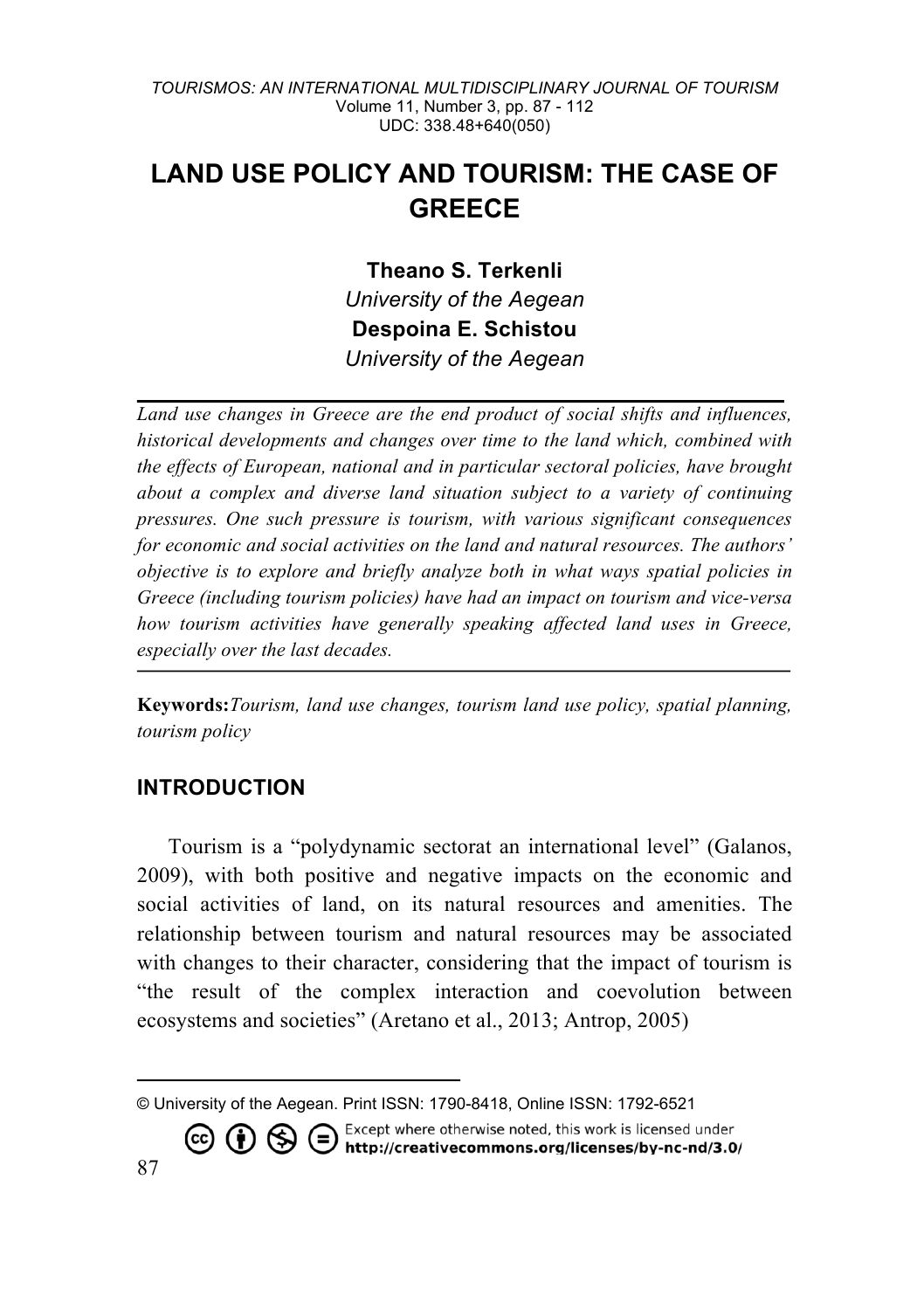# LAND USE POLICY AND TOURISM: THE CASE OF GREECE

**Theano S. Terkenli**
*University of the Aegean*
**Despoina E. Schistou**
*University of the Aegean*

---

*Land use changes in Greece are the end product of social shifts and influences, historical developments and changes over time to the land which, combined with the effects of European, national and in particular sectoral policies, have brought about a complex and diverse land situation subject to a variety of continuing pressures. One such pressure is tourism, with various significant consequences for economic and social activities on the land and natural resources. The authors' objective is to explore and briefly analyze both in what ways spatial policies in Greece (including tourism policies) have had an impact on tourism and vice-versa how tourism activities have generally speaking affected land uses in Greece, especially over the last decades.*

---

**Keywords:** *Tourism, land use changes, tourism land use policy, spatial planning, tourism policy*

## INTRODUCTION

Tourism is a "polydynamic sectorat an international level" (Galanos, 2009), with both positive and negative impacts on the economic and social activities of land, on its natural resources and amenities. The relationship between tourism and natural resources may be associated with changes to their character, considering that the impact of tourism is "the result of the complex interaction and coevolution between ecosystems and societies" (Aretano et al., 2013; Antrop, 2005)

---

© University of the Aegean. Print ISSN: 1790-8418, Online ISSN: 1792-6521

Except where otherwise noted, this work is licensed under http://creativecommons.org/licenses/by-nc-nd/3.0/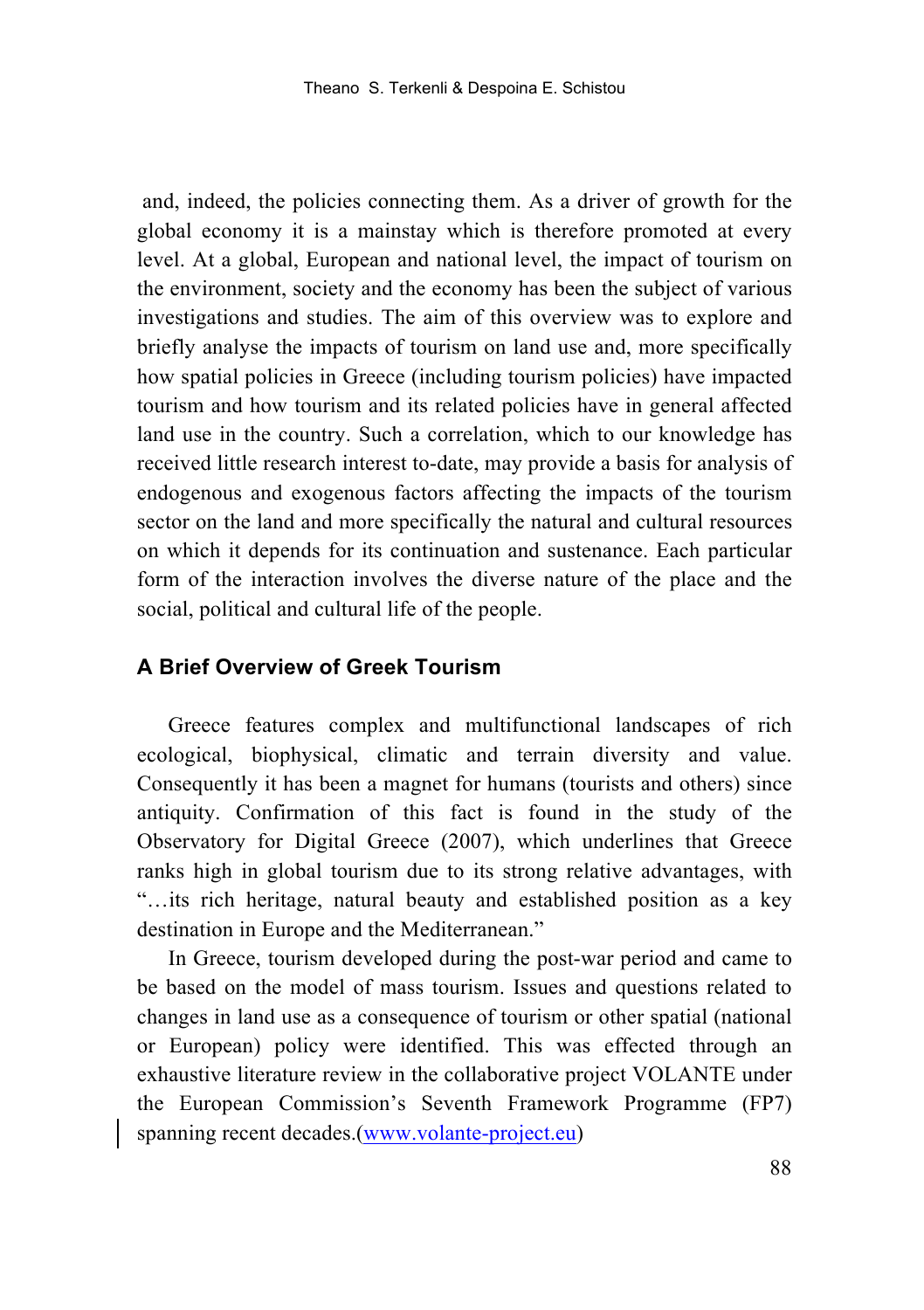and, indeed, the policies connecting them. As a driver of growth for the global economy it is a mainstay which is therefore promoted at every level. At a global, European and national level, the impact of tourism on the environment, society and the economy has been the subject of various investigations and studies. The aim of this overview was to explore and briefly analyse the impacts of tourism on land use and, more specifically how spatial policies in Greece (including tourism policies) have impacted tourism and how tourism and its related policies have in general affected land use in the country. Such a correlation, which to our knowledge has received little research interest to-date, may provide a basis for analysis of endogenous and exogenous factors affecting the impacts of the tourism sector on the land and more specifically the natural and cultural resources on which it depends for its continuation and sustenance. Each particular form of the interaction involves the diverse nature of the place and the social, political and cultural life of the people.

## A Brief Overview of Greek Tourism

Greece features complex and multifunctional landscapes of rich ecological, biophysical, climatic and terrain diversity and value. Consequently it has been a magnet for humans (tourists and others) since antiquity. Confirmation of this fact is found in the study of the Observatory for Digital Greece (2007), which underlines that Greece ranks high in global tourism due to its strong relative advantages, with "…its rich heritage, natural beauty and established position as a key destination in Europe and the Mediterranean."

In Greece, tourism developed during the post-war period and came to be based on the model of mass tourism. Issues and questions related to changes in land use as a consequence of tourism or other spatial (national or European) policy were identified. This was effected through an exhaustive literature review in the collaborative project VOLANTE under the European Commission's Seventh Framework Programme (FP7) spanning recent decades.(www.volante-project.eu)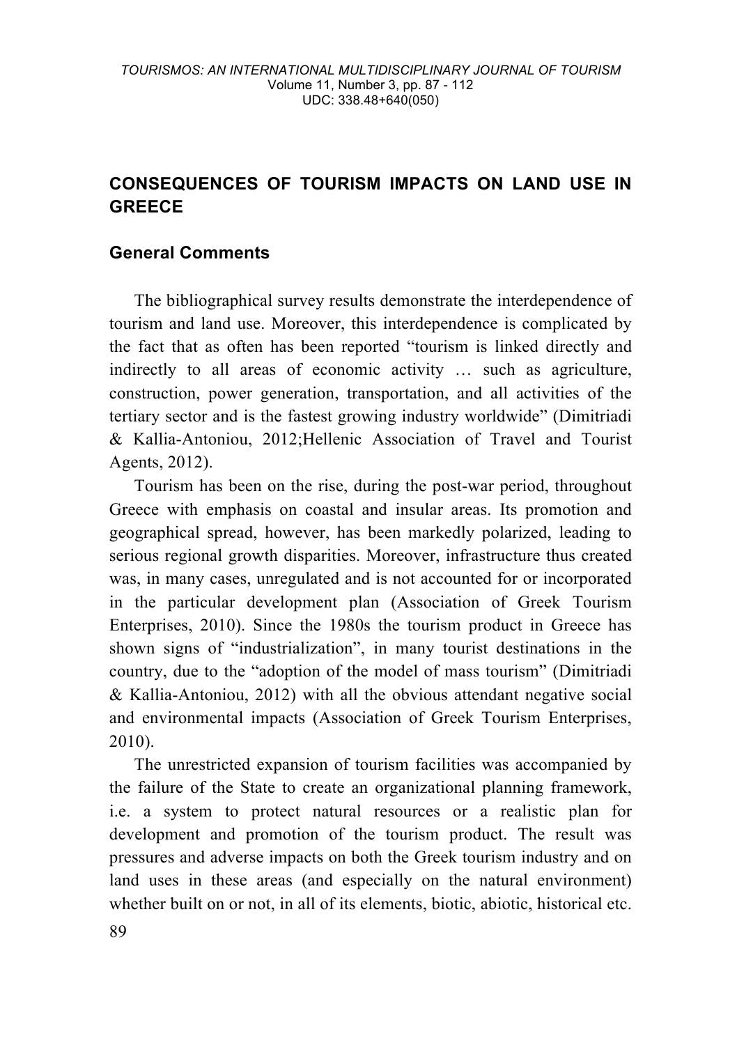## CONSEQUENCES OF TOURISM IMPACTS ON LAND USE IN GREECE

### General Comments

The bibliographical survey results demonstrate the interdependence of tourism and land use. Moreover, this interdependence is complicated by the fact that as often has been reported "tourism is linked directly and indirectly to all areas of economic activity … such as agriculture, construction, power generation, transportation, and all activities of the tertiary sector and is the fastest growing industry worldwide" (Dimitriadi & Kallia-Antoniou, 2012;Hellenic Association of Travel and Tourist Agents, 2012).

Tourism has been on the rise, during the post-war period, throughout Greece with emphasis on coastal and insular areas. Its promotion and geographical spread, however, has been markedly polarized, leading to serious regional growth disparities. Moreover, infrastructure thus created was, in many cases, unregulated and is not accounted for or incorporated in the particular development plan (Association of Greek Tourism Enterprises, 2010). Since the 1980s the tourism product in Greece has shown signs of "industrialization", in many tourist destinations in the country, due to the "adoption of the model of mass tourism" (Dimitriadi & Kallia-Antoniou, 2012) with all the obvious attendant negative social and environmental impacts (Association of Greek Tourism Enterprises, 2010).

The unrestricted expansion of tourism facilities was accompanied by the failure of the State to create an organizational planning framework, i.e. a system to protect natural resources or a realistic plan for development and promotion of the tourism product. The result was pressures and adverse impacts on both the Greek tourism industry and on land uses in these areas (and especially on the natural environment) whether built on or not, in all of its elements, biotic, abiotic, historical etc.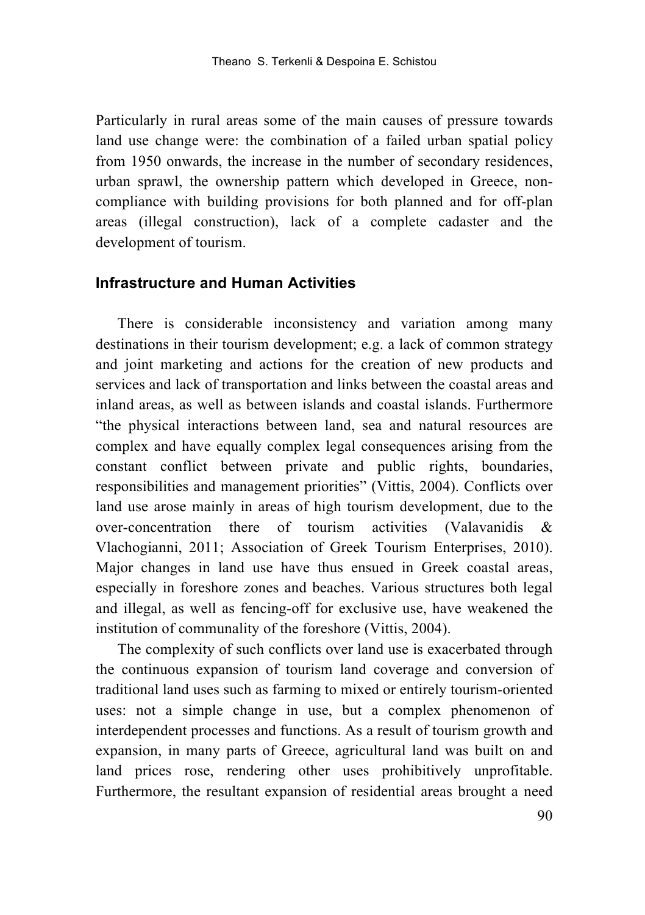Particularly in rural areas some of the main causes of pressure towards land use change were: the combination of a failed urban spatial policy from 1950 onwards, the increase in the number of secondary residences, urban sprawl, the ownership pattern which developed in Greece, non-compliance with building provisions for both planned and for off-plan areas (illegal construction), lack of a complete cadaster and the development of tourism.

### Infrastructure and Human Activities

There is considerable inconsistency and variation among many destinations in their tourism development; e.g. a lack of common strategy and joint marketing and actions for the creation of new products and services and lack of transportation and links between the coastal areas and inland areas, as well as between islands and coastal islands. Furthermore "the physical interactions between land, sea and natural resources are complex and have equally complex legal consequences arising from the constant conflict between private and public rights, boundaries, responsibilities and management priorities" (Vittis, 2004). Conflicts over land use arose mainly in areas of high tourism development, due to the over-concentration there of tourism activities (Valavanidis & Vlachogianni, 2011; Association of Greek Tourism Enterprises, 2010). Major changes in land use have thus ensued in Greek coastal areas, especially in foreshore zones and beaches. Various structures both legal and illegal, as well as fencing-off for exclusive use, have weakened the institution of communality of the foreshore (Vittis, 2004).

The complexity of such conflicts over land use is exacerbated through the continuous expansion of tourism land coverage and conversion of traditional land uses such as farming to mixed or entirely tourism-oriented uses: not a simple change in use, but a complex phenomenon of interdependent processes and functions. As a result of tourism growth and expansion, in many parts of Greece, agricultural land was built on and land prices rose, rendering other uses prohibitively unprofitable. Furthermore, the resultant expansion of residential areas brought a need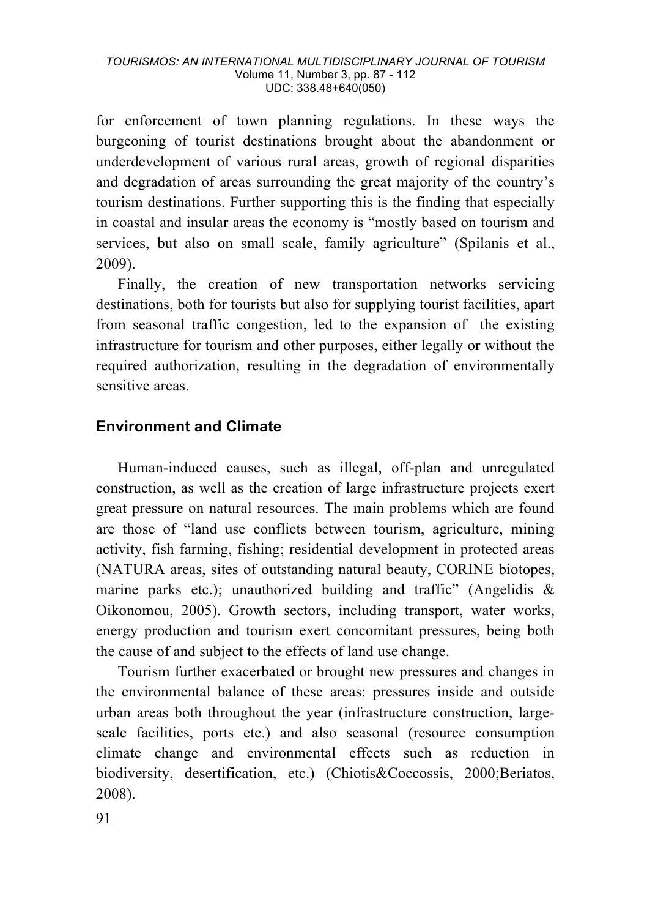for enforcement of town planning regulations. In these ways the burgeoning of tourist destinations brought about the abandonment or underdevelopment of various rural areas, growth of regional disparities and degradation of areas surrounding the great majority of the country's tourism destinations. Further supporting this is the finding that especially in coastal and insular areas the economy is "mostly based on tourism and services, but also on small scale, family agriculture" (Spilanis et al., 2009).

Finally, the creation of new transportation networks servicing destinations, both for tourists but also for supplying tourist facilities, apart from seasonal traffic congestion, led to the expansion of the existing infrastructure for tourism and other purposes, either legally or without the required authorization, resulting in the degradation of environmentally sensitive areas.

## Environment and Climate

Human-induced causes, such as illegal, off-plan and unregulated construction, as well as the creation of large infrastructure projects exert great pressure on natural resources. The main problems which are found are those of "land use conflicts between tourism, agriculture, mining activity, fish farming, fishing; residential development in protected areas (NATURA areas, sites of outstanding natural beauty, CORINE biotopes, marine parks etc.); unauthorized building and traffic" (Angelidis & Oikonomou, 2005). Growth sectors, including transport, water works, energy production and tourism exert concomitant pressures, being both the cause of and subject to the effects of land use change.

Tourism further exacerbated or brought new pressures and changes in the environmental balance of these areas: pressures inside and outside urban areas both throughout the year (infrastructure construction, large-scale facilities, ports etc.) and also seasonal (resource consumption climate change and environmental effects such as reduction in biodiversity, desertification, etc.) (Chiotis&Coccossis, 2000;Beriatos, 2008).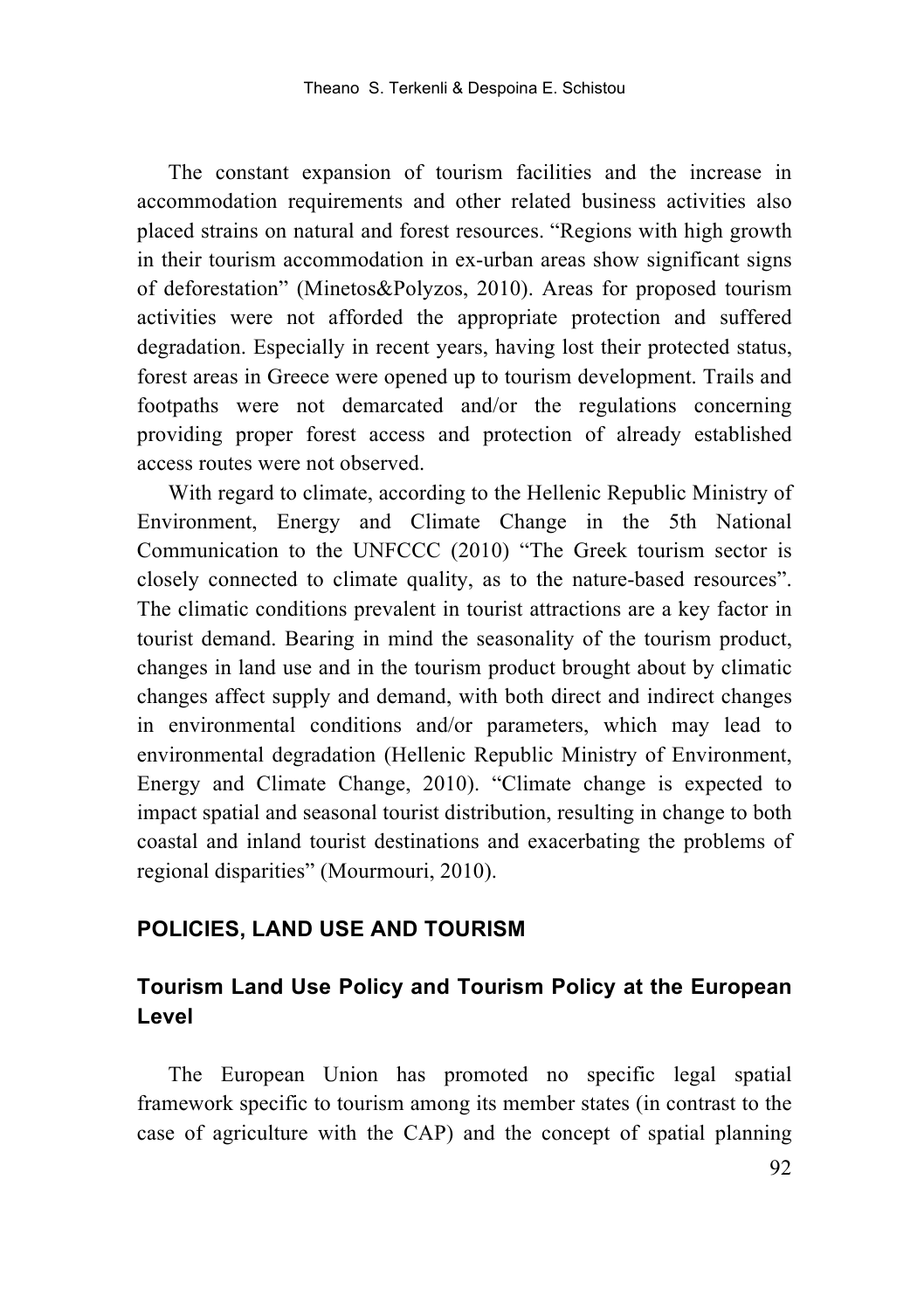The constant expansion of tourism facilities and the increase in accommodation requirements and other related business activities also placed strains on natural and forest resources. “Regions with high growth in their tourism accommodation in ex-urban areas show significant signs of deforestation” (Minetos&Polyzos, 2010). Areas for proposed tourism activities were not afforded the appropriate protection and suffered degradation. Especially in recent years, having lost their protected status, forest areas in Greece were opened up to tourism development. Trails and footpaths were not demarcated and/or the regulations concerning providing proper forest access and protection of already established access routes were not observed.

With regard to climate, according to the Hellenic Republic Ministry of Environment, Energy and Climate Change in the 5th National Communication to the UNFCCC (2010) “The Greek tourism sector is closely connected to climate quality, as to the nature-based resources”. The climatic conditions prevalent in tourist attractions are a key factor in tourist demand. Bearing in mind the seasonality of the tourism product, changes in land use and in the tourism product brought about by climatic changes affect supply and demand, with both direct and indirect changes in environmental conditions and/or parameters, which may lead to environmental degradation (Hellenic Republic Ministry of Environment, Energy and Climate Change, 2010). “Climate change is expected to impact spatial and seasonal tourist distribution, resulting in change to both coastal and inland tourist destinations and exacerbating the problems of regional disparities” (Mourmouri, 2010).

## POLICIES, LAND USE AND TOURISM

### Tourism Land Use Policy and Tourism Policy at the European Level

The European Union has promoted no specific legal spatial framework specific to tourism among its member states (in contrast to the case of agriculture with the CAP) and the concept of spatial planning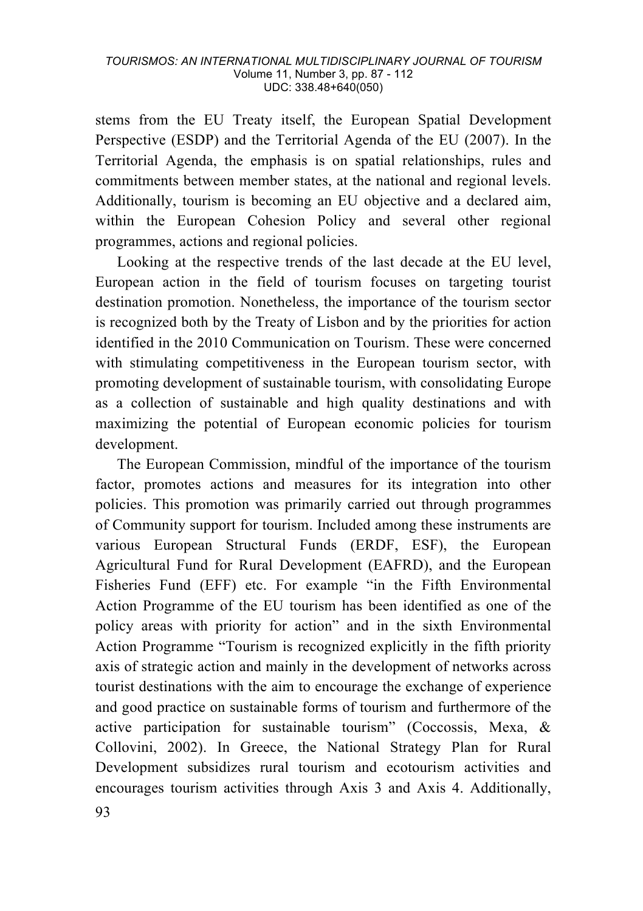stems from the EU Treaty itself, the European Spatial Development Perspective (ESDP) and the Territorial Agenda of the EU (2007). In the Territorial Agenda, the emphasis is on spatial relationships, rules and commitments between member states, at the national and regional levels. Additionally, tourism is becoming an EU objective and a declared aim, within the European Cohesion Policy and several other regional programmes, actions and regional policies.

Looking at the respective trends of the last decade at the EU level, European action in the field of tourism focuses on targeting tourist destination promotion. Nonetheless, the importance of the tourism sector is recognized both by the Treaty of Lisbon and by the priorities for action identified in the 2010 Communication on Tourism. These were concerned with stimulating competitiveness in the European tourism sector, with promoting development of sustainable tourism, with consolidating Europe as a collection of sustainable and high quality destinations and with maximizing the potential of European economic policies for tourism development.

The European Commission, mindful of the importance of the tourism factor, promotes actions and measures for its integration into other policies. This promotion was primarily carried out through programmes of Community support for tourism. Included among these instruments are various European Structural Funds (ERDF, ESF), the European Agricultural Fund for Rural Development (EAFRD), and the European Fisheries Fund (EFF) etc. For example "in the Fifth Environmental Action Programme of the EU tourism has been identified as one of the policy areas with priority for action" and in the sixth Environmental Action Programme "Tourism is recognized explicitly in the fifth priority axis of strategic action and mainly in the development of networks across tourist destinations with the aim to encourage the exchange of experience and good practice on sustainable forms of tourism and furthermore of the active participation for sustainable tourism" (Coccossis, Mexa, & Collovini, 2002). In Greece, the National Strategy Plan for Rural Development subsidizes rural tourism and ecotourism activities and encourages tourism activities through Axis 3 and Axis 4. Additionally,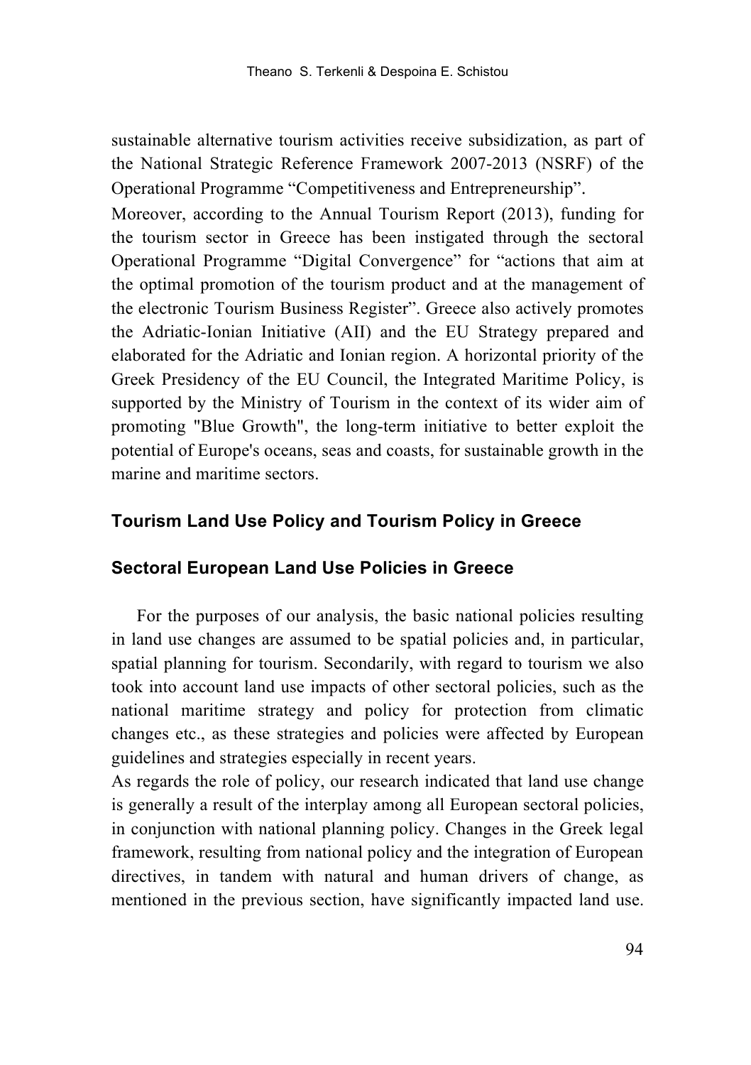sustainable alternative tourism activities receive subsidization, as part of the National Strategic Reference Framework 2007-2013 (NSRF) of the Operational Programme "Competitiveness and Entrepreneurship".

Moreover, according to the Annual Tourism Report (2013), funding for the tourism sector in Greece has been instigated through the sectoral Operational Programme "Digital Convergence" for "actions that aim at the optimal promotion of the tourism product and at the management of the electronic Tourism Business Register". Greece also actively promotes the Adriatic-Ionian Initiative (AII) and the EU Strategy prepared and elaborated for the Adriatic and Ionian region. A horizontal priority of the Greek Presidency of the EU Council, the Integrated Maritime Policy, is supported by the Ministry of Tourism in the context of its wider aim of promoting "Blue Growth", the long-term initiative to better exploit the potential of Europe's oceans, seas and coasts, for sustainable growth in the marine and maritime sectors.

## Tourism Land Use Policy and Tourism Policy in Greece

### Sectoral European Land Use Policies in Greece

For the purposes of our analysis, the basic national policies resulting in land use changes are assumed to be spatial policies and, in particular, spatial planning for tourism. Secondarily, with regard to tourism we also took into account land use impacts of other sectoral policies, such as the national maritime strategy and policy for protection from climatic changes etc., as these strategies and policies were affected by European guidelines and strategies especially in recent years.

As regards the role of policy, our research indicated that land use change is generally a result of the interplay among all European sectoral policies, in conjunction with national planning policy. Changes in the Greek legal framework, resulting from national policy and the integration of European directives, in tandem with natural and human drivers of change, as mentioned in the previous section, have significantly impacted land use.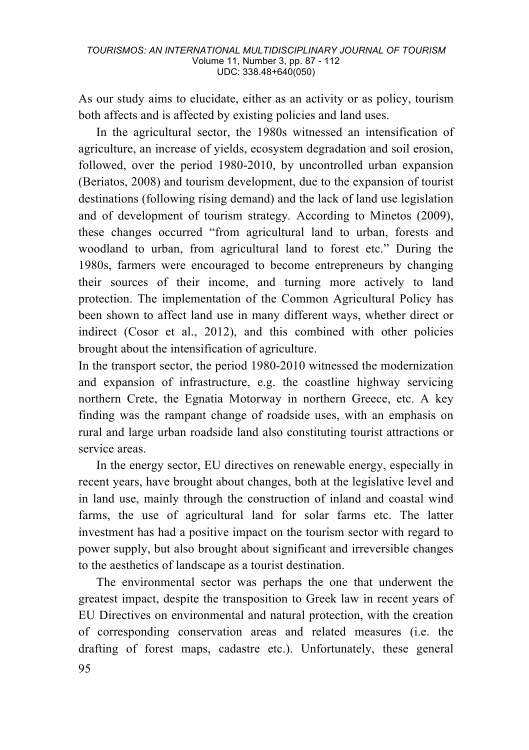As our study aims to elucidate, either as an activity or as policy, tourism both affects and is affected by existing policies and land uses.

In the agricultural sector, the 1980s witnessed an intensification of agriculture, an increase of yields, ecosystem degradation and soil erosion, followed, over the period 1980-2010, by uncontrolled urban expansion (Beriatos, 2008) and tourism development, due to the expansion of tourist destinations (following rising demand) and the lack of land use legislation and of development of tourism strategy. According to Minetos (2009), these changes occurred "from agricultural land to urban, forests and woodland to urban, from agricultural land to forest etc." During the 1980s, farmers were encouraged to become entrepreneurs by changing their sources of their income, and turning more actively to land protection. The implementation of the Common Agricultural Policy has been shown to affect land use in many different ways, whether direct or indirect (Cosor et al., 2012), and this combined with other policies brought about the intensification of agriculture.

In the transport sector, the period 1980-2010 witnessed the modernization and expansion of infrastructure, e.g. the coastline highway servicing northern Crete, the Egnatia Motorway in northern Greece, etc. A key finding was the rampant change of roadside uses, with an emphasis on rural and large urban roadside land also constituting tourist attractions or service areas.

In the energy sector, EU directives on renewable energy, especially in recent years, have brought about changes, both at the legislative level and in land use, mainly through the construction of inland and coastal wind farms, the use of agricultural land for solar farms etc. The latter investment has had a positive impact on the tourism sector with regard to power supply, but also brought about significant and irreversible changes to the aesthetics of landscape as a tourist destination.

The environmental sector was perhaps the one that underwent the greatest impact, despite the transposition to Greek law in recent years of EU Directives on environmental and natural protection, with the creation of corresponding conservation areas and related measures (i.e. the drafting of forest maps, cadastre etc.). Unfortunately, these general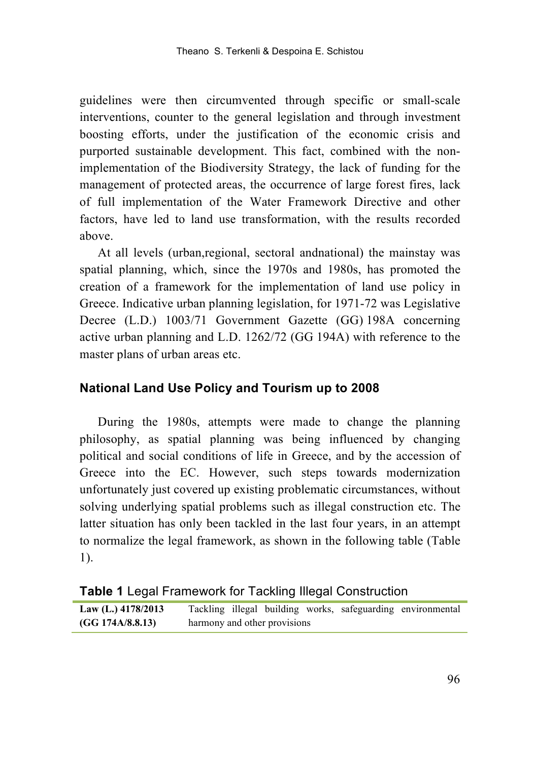guidelines were then circumvented through specific or small-scale interventions, counter to the general legislation and through investment boosting efforts, under the justification of the economic crisis and purported sustainable development. This fact, combined with the non-implementation of the Biodiversity Strategy, the lack of funding for the management of protected areas, the occurrence of large forest fires, lack of full implementation of the Water Framework Directive and other factors, have led to land use transformation, with the results recorded above.

At all levels (urban,regional, sectoral andnational) the mainstay was spatial planning, which, since the 1970s and 1980s, has promoted the creation of a framework for the implementation of land use policy in Greece. Indicative urban planning legislation, for 1971-72 was Legislative Decree (L.D.) 1003/71 Government Gazette (GG) 198A concerning active urban planning and L.D. 1262/72 (GG 194A) with reference to the master plans of urban areas etc.

## National Land Use Policy and Tourism up to 2008

During the 1980s, attempts were made to change the planning philosophy, as spatial planning was being influenced by changing political and social conditions of life in Greece, and by the accession of Greece into the EC. However, such steps towards modernization unfortunately just covered up existing problematic circumstances, without solving underlying spatial problems such as illegal construction etc. The latter situation has only been tackled in the last four years, in an attempt to normalize the legal framework, as shown in the following table (Table 1).

**Table 1** Legal Framework for Tackling Illegal Construction

| | |
|---|---|
| **Law (L.) 4178/2013 (GG 174A/8.8.13)** | Tackling illegal building works, safeguarding environmental harmony and other provisions |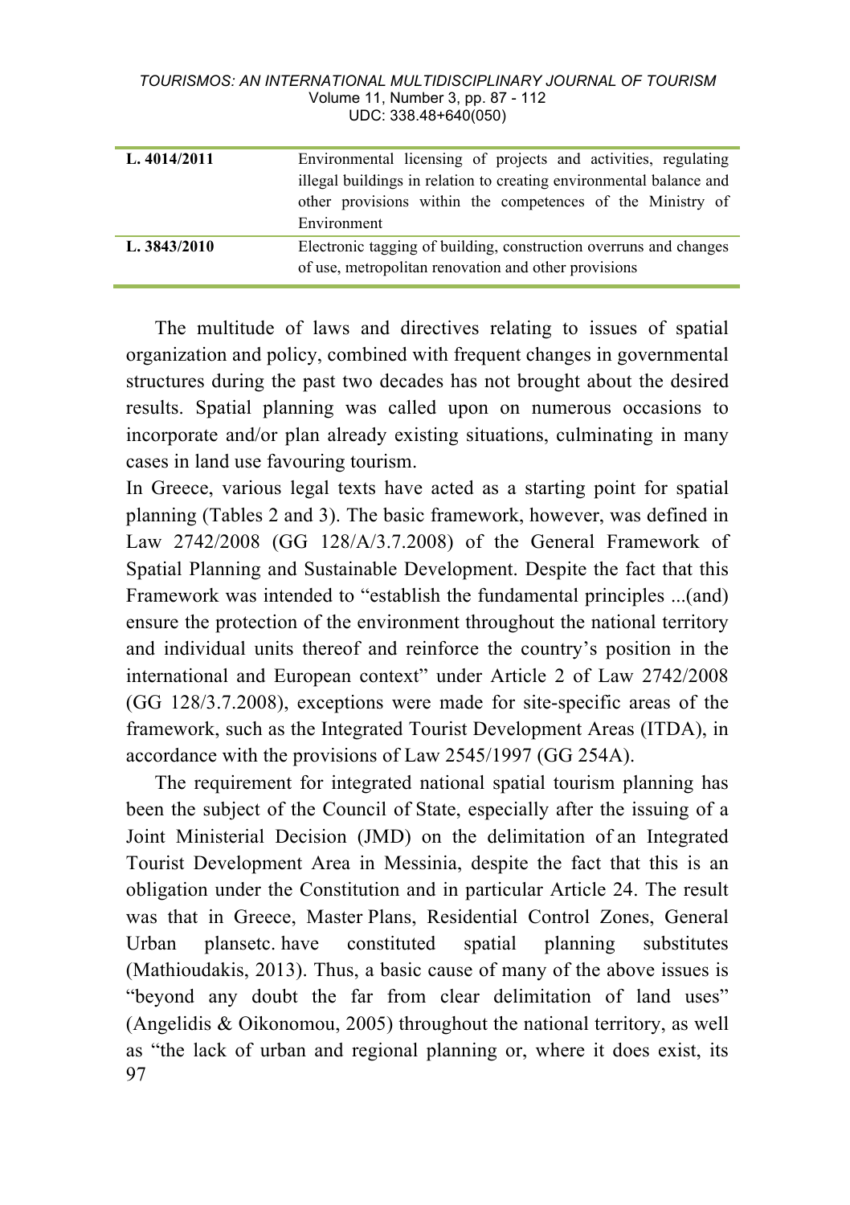| | |
|---|---|
| **L. 4014/2011** | Environmental licensing of projects and activities, regulating illegal buildings in relation to creating environmental balance and other provisions within the competences of the Ministry of Environment |
| **L. 3843/2010** | Electronic tagging of building, construction overruns and changes of use, metropolitan renovation and other provisions |

The multitude of laws and directives relating to issues of spatial organization and policy, combined with frequent changes in governmental structures during the past two decades has not brought about the desired results. Spatial planning was called upon on numerous occasions to incorporate and/or plan already existing situations, culminating in many cases in land use favouring tourism.

In Greece, various legal texts have acted as a starting point for spatial planning (Tables 2 and 3). The basic framework, however, was defined in Law 2742/2008 (GG 128/A/3.7.2008) of the General Framework of Spatial Planning and Sustainable Development. Despite the fact that this Framework was intended to "establish the fundamental principles ...(and) ensure the protection of the environment throughout the national territory and individual units thereof and reinforce the country's position in the international and European context" under Article 2 of Law 2742/2008 (GG 128/3.7.2008), exceptions were made for site-specific areas of the framework, such as the Integrated Tourist Development Areas (ITDA), in accordance with the provisions of Law 2545/1997 (GG 254A).

The requirement for integrated national spatial tourism planning has been the subject of the Council of State, especially after the issuing of a Joint Ministerial Decision (JMD) on the delimitation of an Integrated Tourist Development Area in Messinia, despite the fact that this is an obligation under the Constitution and in particular Article 24. The result was that in Greece, Master Plans, Residential Control Zones, General Urban plansetc. have constituted spatial planning substitutes (Mathioudakis, 2013). Thus, a basic cause of many of the above issues is "beyond any doubt the far from clear delimitation of land uses" (Angelidis & Oikonomou, 2005) throughout the national territory, as well as "the lack of urban and regional planning or, where it does exist, its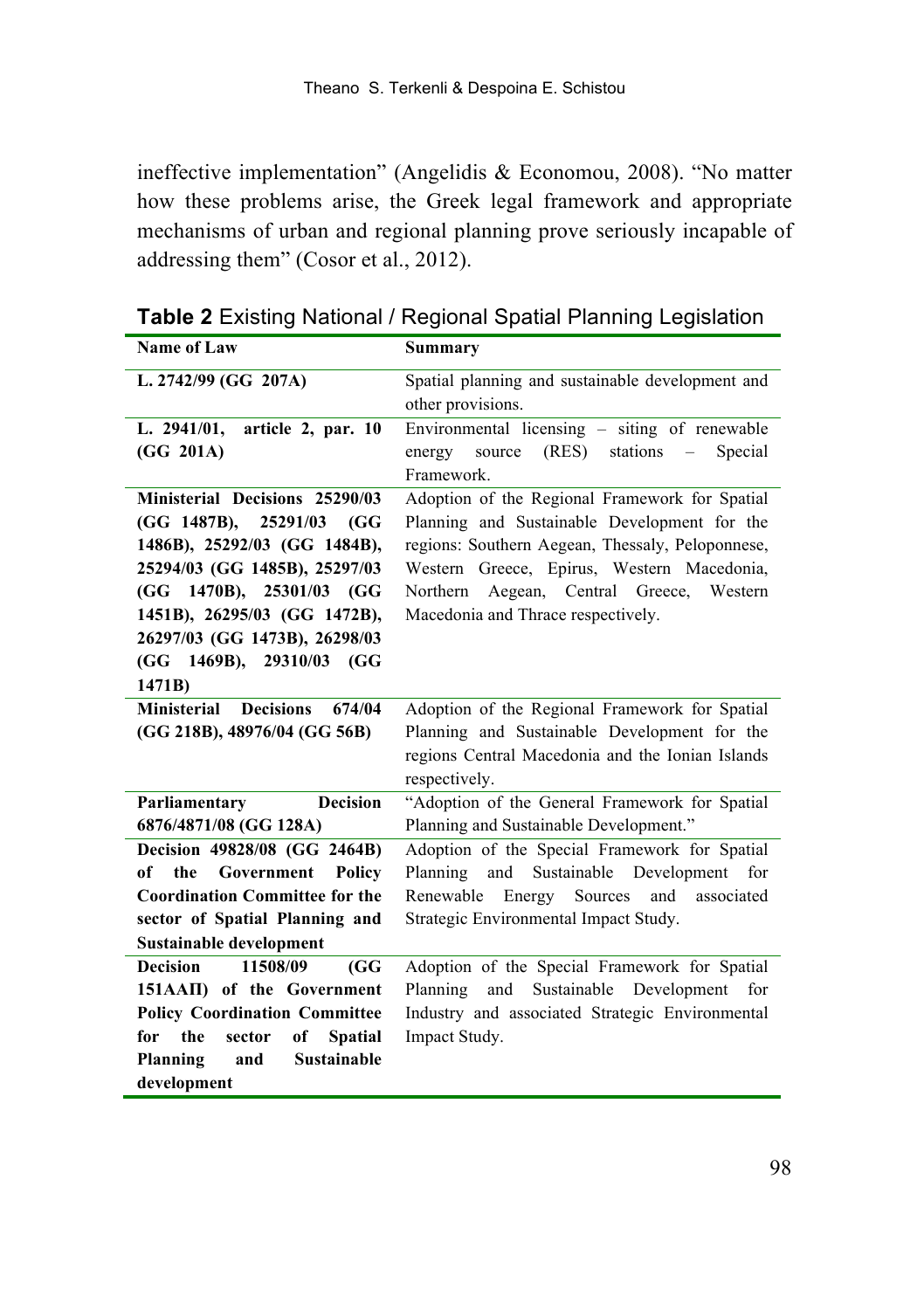ineffective implementation" (Angelidis & Economou, 2008). "No matter how these problems arise, the Greek legal framework and appropriate mechanisms of urban and regional planning prove seriously incapable of addressing them" (Cosor et al., 2012).

**Table 2** Existing National / Regional Spatial Planning Legislation

| Name of Law | Summary |
|---|---|
| **L. 2742/99 (GG 207A)** | Spatial planning and sustainable development and other provisions. |
| **L. 2941/01, article 2, par. 10 (GG 201A)** | Environmental licensing – siting of renewable energy source (RES) stations – Special Framework. |
| **Ministerial Decisions 25290/03 (GG 1487B), 25291/03 (GG 1486B), 25292/03 (GG 1484B), 25294/03 (GG 1485B), 25297/03 (GG 1470B), 25301/03 (GG 1451B), 26295/03 (GG 1472B), 26297/03 (GG 1473B), 26298/03 (GG 1469B), 29310/03 (GG 1471B)** | Adoption of the Regional Framework for Spatial Planning and Sustainable Development for the regions: Southern Aegean, Thessaly, Peloponnese, Western Greece, Epirus, Western Macedonia, Northern Aegean, Central Greece, Western Macedonia and Thrace respectively. |
| **Ministerial Decisions 674/04 (GG 218B), 48976/04 (GG 56B)** | Adoption of the Regional Framework for Spatial Planning and Sustainable Development for the regions Central Macedonia and the Ionian Islands respectively. |
| **Parliamentary Decision 6876/4871/08 (GG 128A)** | "Adoption of the General Framework for Spatial Planning and Sustainable Development." |
| **Decision 49828/08 (GG 2464B) of the Government Policy Coordination Committee for the sector of Spatial Planning and Sustainable development** | Adoption of the Special Framework for Spatial Planning and Sustainable Development for Renewable Energy Sources and associated Strategic Environmental Impact Study. |
| **Decision 11508/09 (GG 151ΑΑΠ) of the Government Policy Coordination Committee for the sector of Spatial Planning and Sustainable development** | Adoption of the Special Framework for Spatial Planning and Sustainable Development for Industry and associated Strategic Environmental Impact Study. |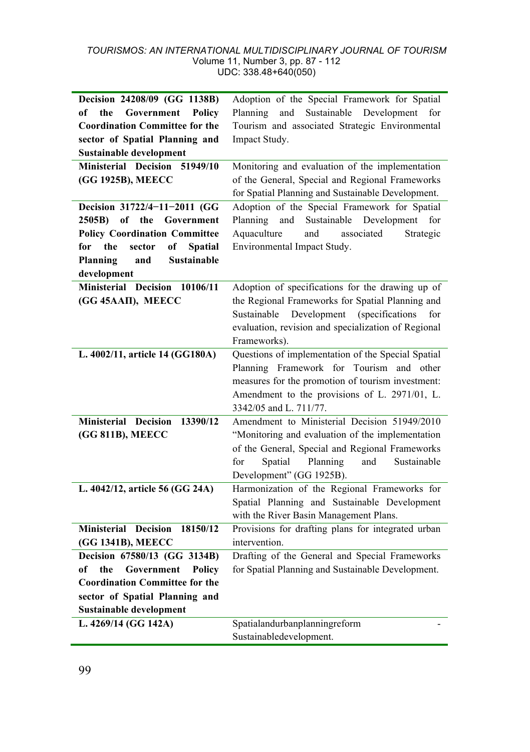| | |
|---|---|
| **Decision 24208/09 (GG 1138B) of the Government Policy Coordination Committee for the sector of Spatial Planning and Sustainable development** | Adoption of the Special Framework for Spatial Planning and Sustainable Development for Tourism and associated Strategic Environmental Impact Study. |
| **Ministerial Decision 51949/10 (GG 1925B), MEECC** | Monitoring and evaluation of the implementation of the General, Special and Regional Frameworks for Spatial Planning and Sustainable Development. |
| **Decision 31722/4−11−2011 (GG 2505B) of the Government Policy Coordination Committee for the sector of Spatial Planning and Sustainable development** | Adoption of the Special Framework for Spatial Planning and Sustainable Development for Aquaculture and associated Strategic Environmental Impact Study. |
| **Ministerial Decision 10106/11 (GG 45ΑΑΠ), MEECC** | Adoption of specifications for the drawing up of the Regional Frameworks for Spatial Planning and Sustainable Development (specifications for evaluation, revision and specialization of Regional Frameworks). |
| **L. 4002/11, article 14 (GG180A)** | Questions of implementation of the Special Spatial Planning Framework for Tourism and other measures for the promotion of tourism investment: Amendment to the provisions of L. 2971/01, L. 3342/05 and L. 711/77. |
| **Ministerial Decision 13390/12 (GG 811B), MEECC** | Amendment to Ministerial Decision 51949/2010 "Monitoring and evaluation of the implementation of the General, Special and Regional Frameworks for Spatial Planning and Sustainable Development" (GG 1925B). |
| **L. 4042/12, article 56 (GG 24A)** | Harmonization of the Regional Frameworks for Spatial Planning and Sustainable Development with the River Basin Management Plans. |
| **Ministerial Decision 18150/12 (GG 1341B), MEECC** | Provisions for drafting plans for integrated urban intervention. |
| **Decision 67580/13 (GG 3134B) of the Government Policy Coordination Committee for the sector of Spatial Planning and Sustainable development** | Drafting of the General and Special Frameworks for Spatial Planning and Sustainable Development. |
| **L. 4269/14 (GG 142A)** | Spatialandurbanplanningreform - Sustainabledevelopment. |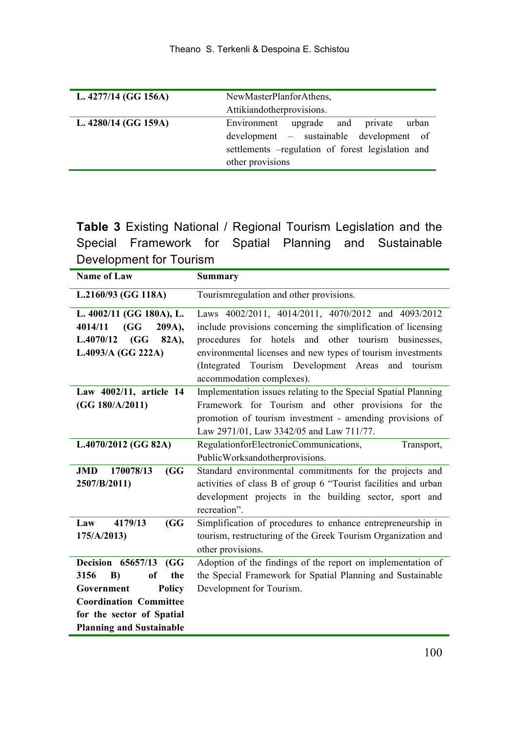| | |
|---|---|
| **L. 4277/14 (GG 156A)** | NewMasterPlanforAthens, Attikiandotherprovisions. |
| **L. 4280/14 (GG 159A)** | Environment upgrade and private urban development – sustainable development of settlements –regulation of forest legislation and other provisions |

**Table 3** Existing National / Regional Tourism Legislation and the Special Framework for Spatial Planning and Sustainable Development for Tourism

| Name of Law | Summary |
|---|---|
| **L.2160/93 (GG 118A)** | Tourismregulation and other provisions. |
| **L. 4002/11 (GG 180A), L. 4014/11 (GG 209A), L.4070/12 (GG 82A), L.4093/A (GG 222A)** | Laws 4002/2011, 4014/2011, 4070/2012 and 4093/2012 include provisions concerning the simplification of licensing procedures for hotels and other tourism businesses, environmental licenses and new types of tourism investments (Integrated Tourism Development Areas and tourism accommodation complexes). |
| **Law 4002/11, article 14 (GG 180/A/2011)** | Implementation issues relating to the Special Spatial Planning Framework for Tourism and other provisions for the promotion of tourism investment - amending provisions of Law 2971/01, Law 3342/05 and Law 711/77. |
| **L.4070/2012 (GG 82A)** | RegulationforElectronicCommunications, Transport, PublicWorksandotherprovisions. |
| **JMD 170078/13 (GG 2507/B/2011)** | Standard environmental commitments for the projects and activities of class B of group 6 "Tourist facilities and urban development projects in the building sector, sport and recreation". |
| **Law 4179/13 (GG 175/A/2013)** | Simplification of procedures to enhance entrepreneurship in tourism, restructuring of the Greek Tourism Organization and other provisions. |
| **Decision 65657/13 (GG 3156 B) of the Government Policy Coordination Committee for the sector of Spatial Planning and Sustainable** | Adoption of the findings of the report on implementation of the Special Framework for Spatial Planning and Sustainable Development for Tourism. |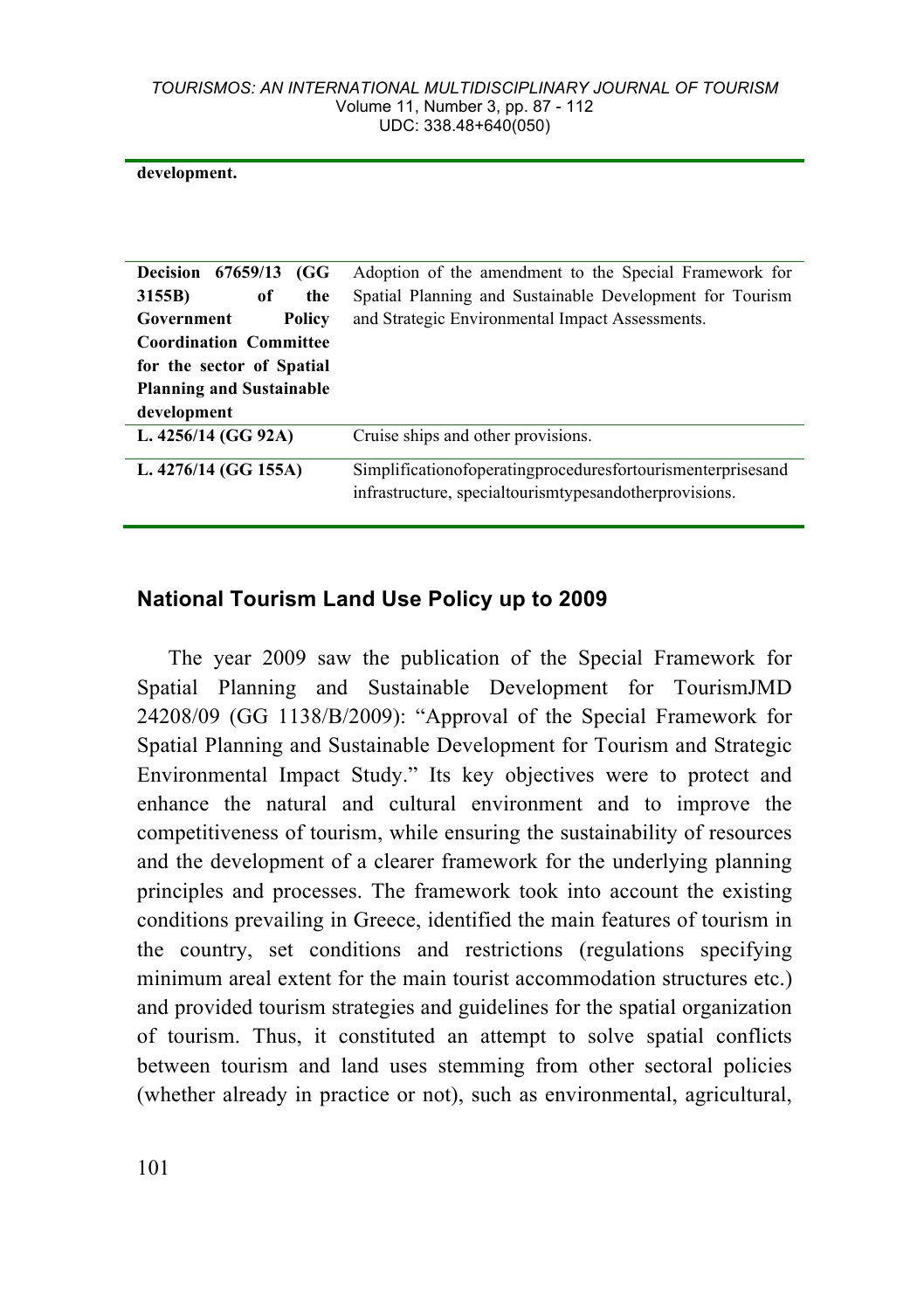| | |
|---|---|
| **development.** | |
| **Decision 67659/13 (GG 3155B) of the Government Policy Coordination Committee for the sector of Spatial Planning and Sustainable development** | Adoption of the amendment to the Special Framework for Spatial Planning and Sustainable Development for Tourism and Strategic Environmental Impact Assessments. |
| **L. 4256/14 (GG 92A)** | Cruise ships and other provisions. |
| **L. 4276/14 (GG 155A)** | Simplificationofoperatingproceduresfortourismenterprisesand infrastructure, specialtourismtypesandotherprovisions. |

## National Tourism Land Use Policy up to 2009

The year 2009 saw the publication of the Special Framework for Spatial Planning and Sustainable Development for TourismJMD 24208/09 (GG 1138/B/2009): "Approval of the Special Framework for Spatial Planning and Sustainable Development for Tourism and Strategic Environmental Impact Study." Its key objectives were to protect and enhance the natural and cultural environment and to improve the competitiveness of tourism, while ensuring the sustainability of resources and the development of a clearer framework for the underlying planning principles and processes. The framework took into account the existing conditions prevailing in Greece, identified the main features of tourism in the country, set conditions and restrictions (regulations specifying minimum areal extent for the main tourist accommodation structures etc.) and provided tourism strategies and guidelines for the spatial organization of tourism. Thus, it constituted an attempt to solve spatial conflicts between tourism and land uses stemming from other sectoral policies (whether already in practice or not), such as environmental, agricultural,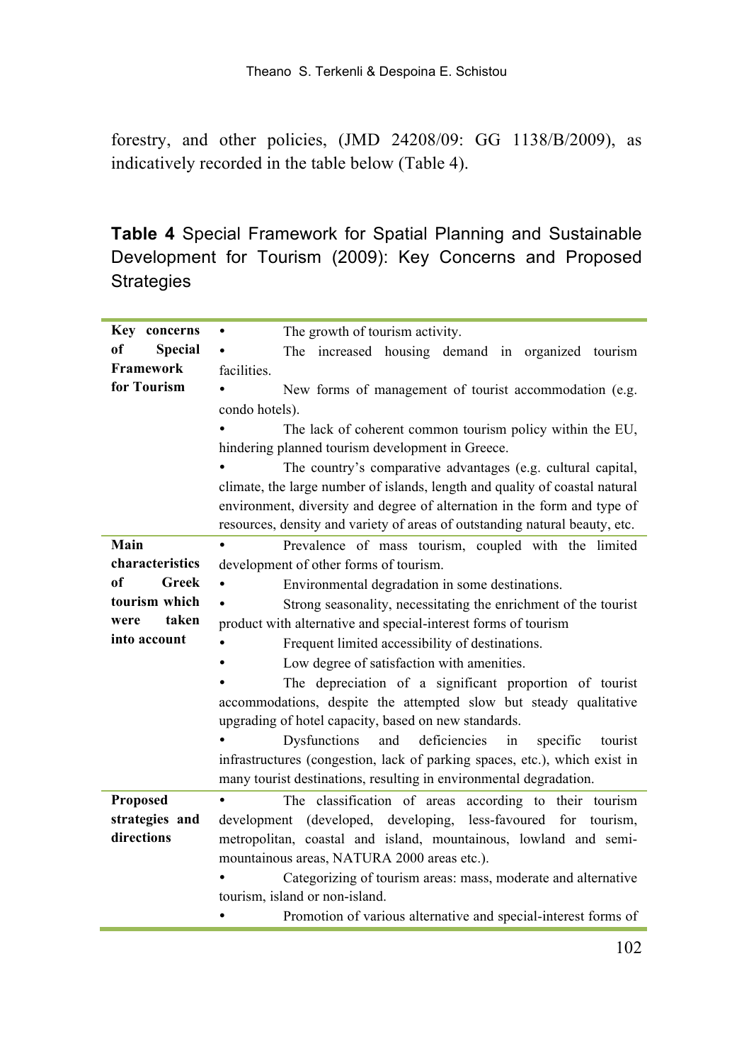forestry, and other policies, (JMD 24208/09: GG 1138/B/2009), as indicatively recorded in the table below (Table 4).

**Table 4** Special Framework for Spatial Planning and Sustainable Development for Tourism (2009): Key Concerns and Proposed Strategies

| | |
|---|---|
| **Key concerns of Special Framework for Tourism** | • The growth of tourism activity.<br>• The increased housing demand in organized tourism facilities.<br>• New forms of management of tourist accommodation (e.g. condo hotels).<br>• The lack of coherent common tourism policy within the EU, hindering planned tourism development in Greece.<br>• The country's comparative advantages (e.g. cultural capital, climate, the large number of islands, length and quality of coastal natural environment, diversity and degree of alternation in the form and type of resources, density and variety of areas of outstanding natural beauty, etc. |
| **Main characteristics of Greek tourism which were taken into account** | • Prevalence of mass tourism, coupled with the limited development of other forms of tourism.<br>• Environmental degradation in some destinations.<br>• Strong seasonality, necessitating the enrichment of the tourist product with alternative and special-interest forms of tourism<br>• Frequent limited accessibility of destinations.<br>• Low degree of satisfaction with amenities.<br>• The depreciation of a significant proportion of tourist accommodations, despite the attempted slow but steady qualitative upgrading of hotel capacity, based on new standards.<br>• Dysfunctions and deficiencies in specific tourist infrastructures (congestion, lack of parking spaces, etc.), which exist in many tourist destinations, resulting in environmental degradation. |
| **Proposed strategies and directions** | • The classification of areas according to their tourism development (developed, developing, less-favoured for tourism, metropolitan, coastal and island, mountainous, lowland and semi-mountainous areas, NATURA 2000 areas etc.).<br>• Categorizing of tourism areas: mass, moderate and alternative tourism, island or non-island.<br>• Promotion of various alternative and special-interest forms of |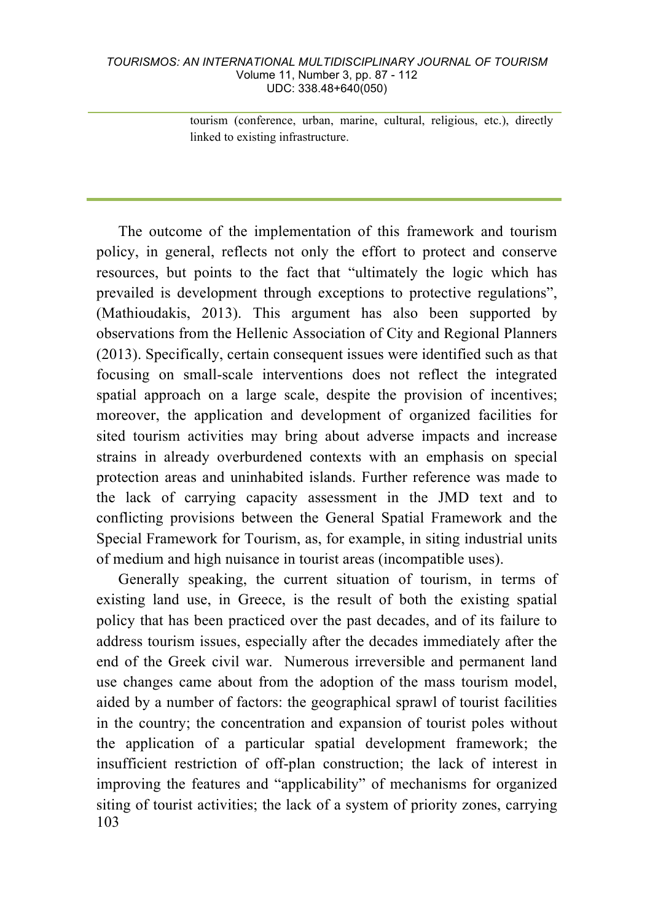tourism (conference, urban, marine, cultural, religious, etc.), directly linked to existing infrastructure.

The outcome of the implementation of this framework and tourism policy, in general, reflects not only the effort to protect and conserve resources, but points to the fact that "ultimately the logic which has prevailed is development through exceptions to protective regulations", (Mathioudakis, 2013). This argument has also been supported by observations from the Hellenic Association of City and Regional Planners (2013). Specifically, certain consequent issues were identified such as that focusing on small-scale interventions does not reflect the integrated spatial approach on a large scale, despite the provision of incentives; moreover, the application and development of organized facilities for sited tourism activities may bring about adverse impacts and increase strains in already overburdened contexts with an emphasis on special protection areas and uninhabited islands. Further reference was made to the lack of carrying capacity assessment in the JMD text and to conflicting provisions between the General Spatial Framework and the Special Framework for Tourism, as, for example, in siting industrial units of medium and high nuisance in tourist areas (incompatible uses).

Generally speaking, the current situation of tourism, in terms of existing land use, in Greece, is the result of both the existing spatial policy that has been practiced over the past decades, and of its failure to address tourism issues, especially after the decades immediately after the end of the Greek civil war. Numerous irreversible and permanent land use changes came about from the adoption of the mass tourism model, aided by a number of factors: the geographical sprawl of tourist facilities in the country; the concentration and expansion of tourist poles without the application of a particular spatial development framework; the insufficient restriction of off-plan construction; the lack of interest in improving the features and "applicability" of mechanisms for organized siting of tourist activities; the lack of a system of priority zones, carrying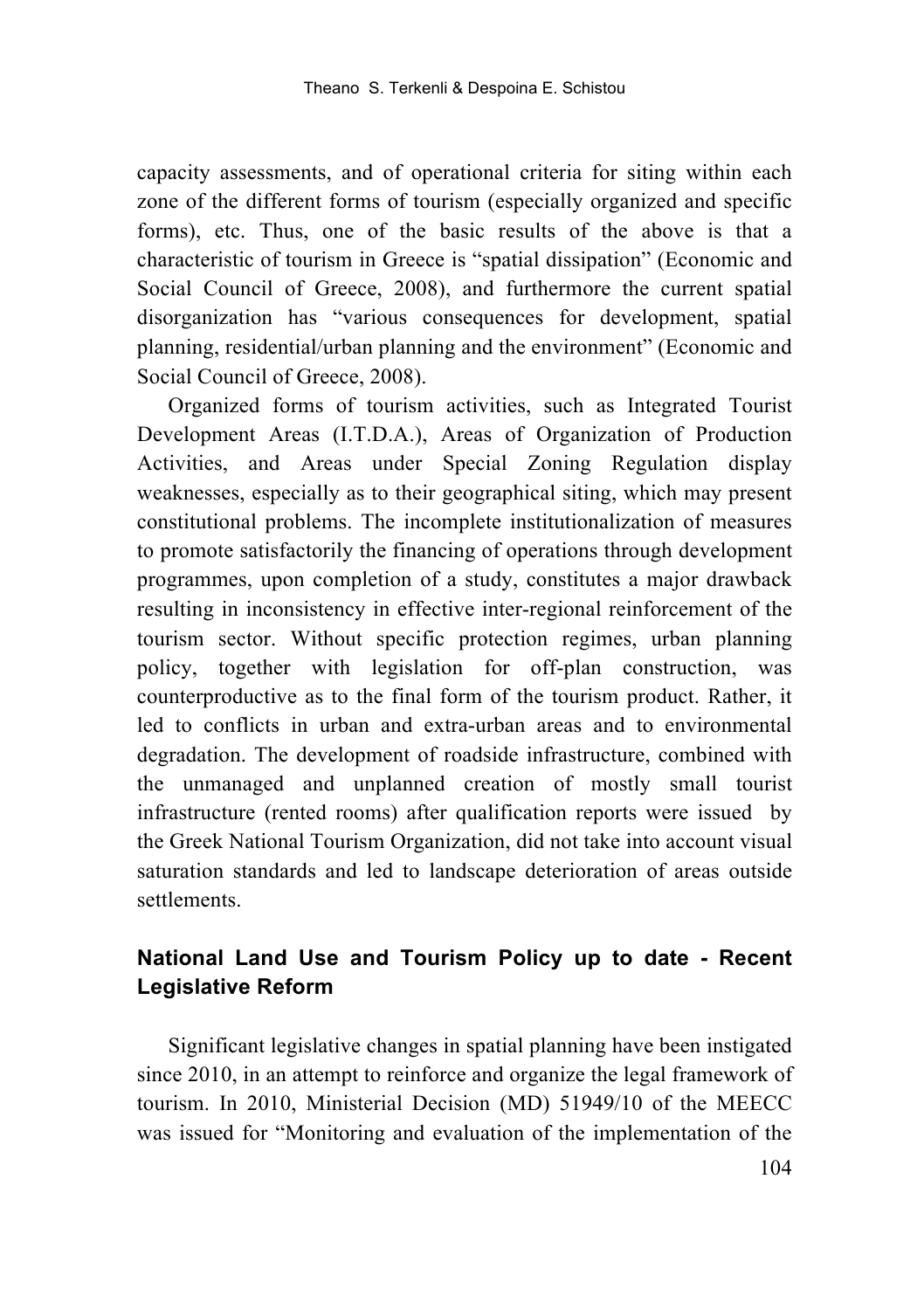capacity assessments, and of operational criteria for siting within each zone of the different forms of tourism (especially organized and specific forms), etc. Thus, one of the basic results of the above is that a characteristic of tourism in Greece is "spatial dissipation" (Economic and Social Council of Greece, 2008), and furthermore the current spatial disorganization has "various consequences for development, spatial planning, residential/urban planning and the environment" (Economic and Social Council of Greece, 2008).

Organized forms of tourism activities, such as Integrated Tourist Development Areas (I.T.D.A.), Areas of Organization of Production Activities, and Areas under Special Zoning Regulation display weaknesses, especially as to their geographical siting, which may present constitutional problems. The incomplete institutionalization of measures to promote satisfactorily the financing of operations through development programmes, upon completion of a study, constitutes a major drawback resulting in inconsistency in effective inter-regional reinforcement of the tourism sector. Without specific protection regimes, urban planning policy, together with legislation for off-plan construction, was counterproductive as to the final form of the tourism product. Rather, it led to conflicts in urban and extra-urban areas and to environmental degradation. The development of roadside infrastructure, combined with the unmanaged and unplanned creation of mostly small tourist infrastructure (rented rooms) after qualification reports were issued by the Greek National Tourism Organization, did not take into account visual saturation standards and led to landscape deterioration of areas outside settlements.

## National Land Use and Tourism Policy up to date - Recent Legislative Reform

Significant legislative changes in spatial planning have been instigated since 2010, in an attempt to reinforce and organize the legal framework of tourism. In 2010, Ministerial Decision (MD) 51949/10 of the MEECC was issued for "Monitoring and evaluation of the implementation of the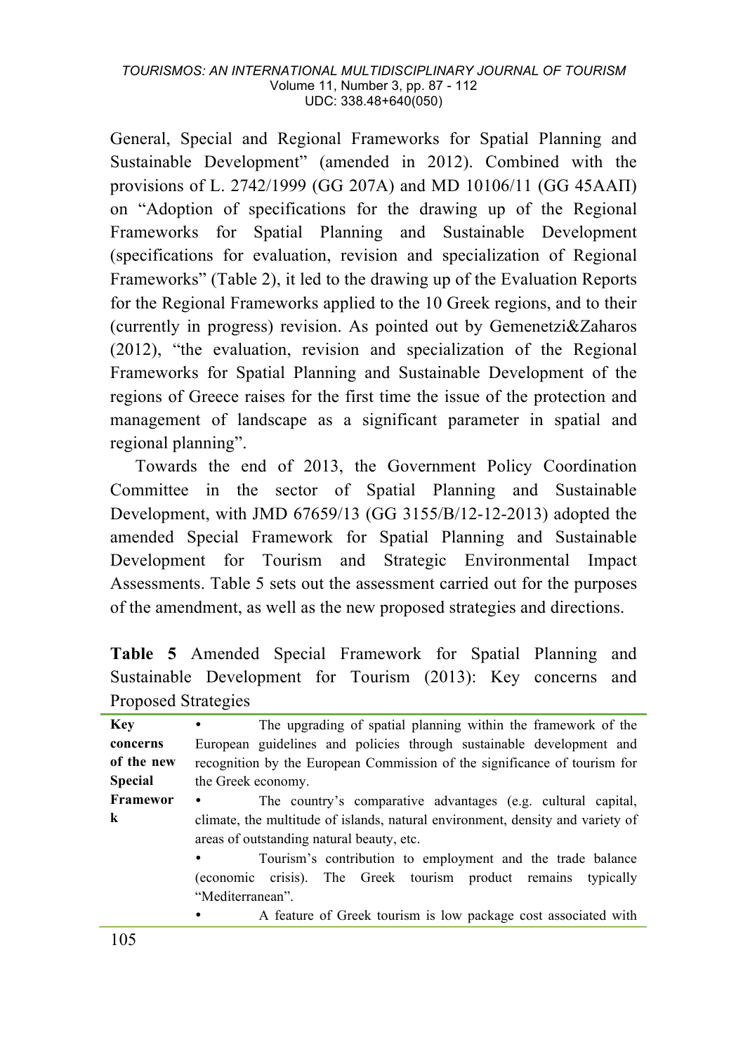General, Special and Regional Frameworks for Spatial Planning and Sustainable Development" (amended in 2012). Combined with the provisions of L. 2742/1999 (GG 207A) and MD 10106/11 (GG 45AAΠ) on "Adoption of specifications for the drawing up of the Regional Frameworks for Spatial Planning and Sustainable Development (specifications for evaluation, revision and specialization of Regional Frameworks" (Table 2), it led to the drawing up of the Evaluation Reports for the Regional Frameworks applied to the 10 Greek regions, and to their (currently in progress) revision. As pointed out by Gemenetzi&Zaharos (2012), "the evaluation, revision and specialization of the Regional Frameworks for Spatial Planning and Sustainable Development of the regions of Greece raises for the first time the issue of the protection and management of landscape as a significant parameter in spatial and regional planning".

Towards the end of 2013, the Government Policy Coordination Committee in the sector of Spatial Planning and Sustainable Development, with JMD 67659/13 (GG 3155/B/12-12-2013) adopted the amended Special Framework for Spatial Planning and Sustainable Development for Tourism and Strategic Environmental Impact Assessments. Table 5 sets out the assessment carried out for the purposes of the amendment, as well as the new proposed strategies and directions.

**Table 5** Amended Special Framework for Spatial Planning and Sustainable Development for Tourism (2013): Key concerns and Proposed Strategies

| | |
|---|---|
| **Key concerns of the new Special Framework** | • The upgrading of spatial planning within the framework of the European guidelines and policies through sustainable development and recognition by the European Commission of the significance of tourism for the Greek economy.<br>• The country's comparative advantages (e.g. cultural capital, climate, the multitude of islands, natural environment, density and variety of areas of outstanding natural beauty, etc.<br>• Tourism's contribution to employment and the trade balance (economic crisis). The Greek tourism product remains typically "Mediterranean".<br>• A feature of Greek tourism is low package cost associated with |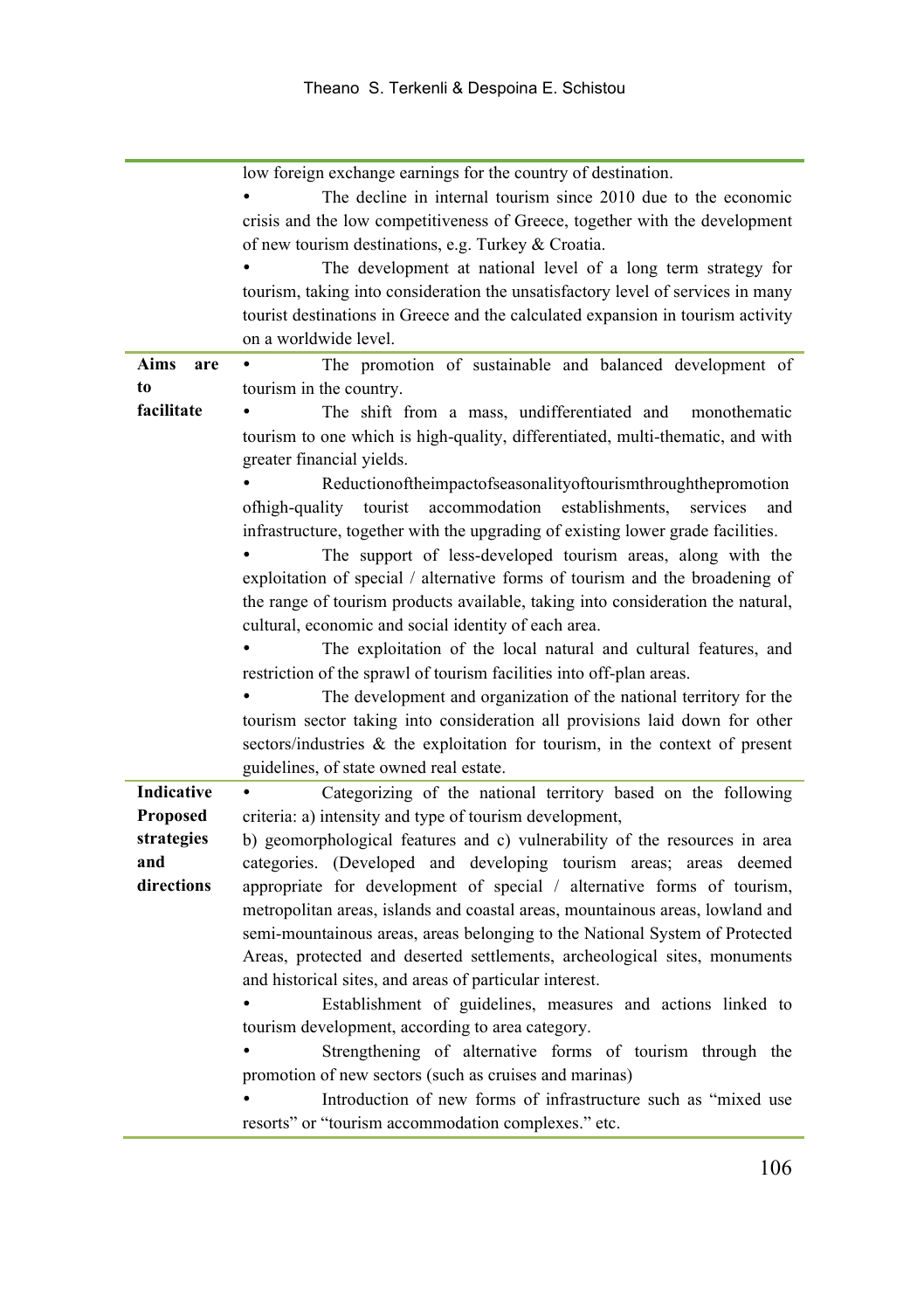| | |
|---|---|
| | low foreign exchange earnings for the country of destination.<br>• The decline in internal tourism since 2010 due to the economic crisis and the low competitiveness of Greece, together with the development of new tourism destinations, e.g. Turkey & Croatia.<br>• The development at national level of a long term strategy for tourism, taking into consideration the unsatisfactory level of services in many tourist destinations in Greece and the calculated expansion in tourism activity on a worldwide level. |
| **Aims are to facilitate** | • The promotion of sustainable and balanced development of tourism in the country.<br>• The shift from a mass, undifferentiated and monothematic tourism to one which is high-quality, differentiated, multi-thematic, and with greater financial yields.<br>• Reductionoftheimpactofseasonalityoftourismthroughthepromotion ofhigh-quality tourist accommodation establishments, services and infrastructure, together with the upgrading of existing lower grade facilities.<br>• The support of less-developed tourism areas, along with the exploitation of special / alternative forms of tourism and the broadening of the range of tourism products available, taking into consideration the natural, cultural, economic and social identity of each area.<br>• The exploitation of the local natural and cultural features, and restriction of the sprawl of tourism facilities into off-plan areas.<br>• The development and organization of the national territory for the tourism sector taking into consideration all provisions laid down for other sectors/industries & the exploitation for tourism, in the context of present guidelines, of state owned real estate. |
| **Indicative Proposed strategies and directions** | • Categorizing of the national territory based on the following criteria: a) intensity and type of tourism development,<br>b) geomorphological features and c) vulnerability of the resources in area categories. (Developed and developing tourism areas; areas deemed appropriate for development of special / alternative forms of tourism, metropolitan areas, islands and coastal areas, mountainous areas, lowland and semi-mountainous areas, areas belonging to the National System of Protected Areas, protected and deserted settlements, archeological sites, monuments and historical sites, and areas of particular interest.<br>• Establishment of guidelines, measures and actions linked to tourism development, according to area category.<br>• Strengthening of alternative forms of tourism through the promotion of new sectors (such as cruises and marinas)<br>• Introduction of new forms of infrastructure such as "mixed use resorts" or "tourism accommodation complexes." etc. |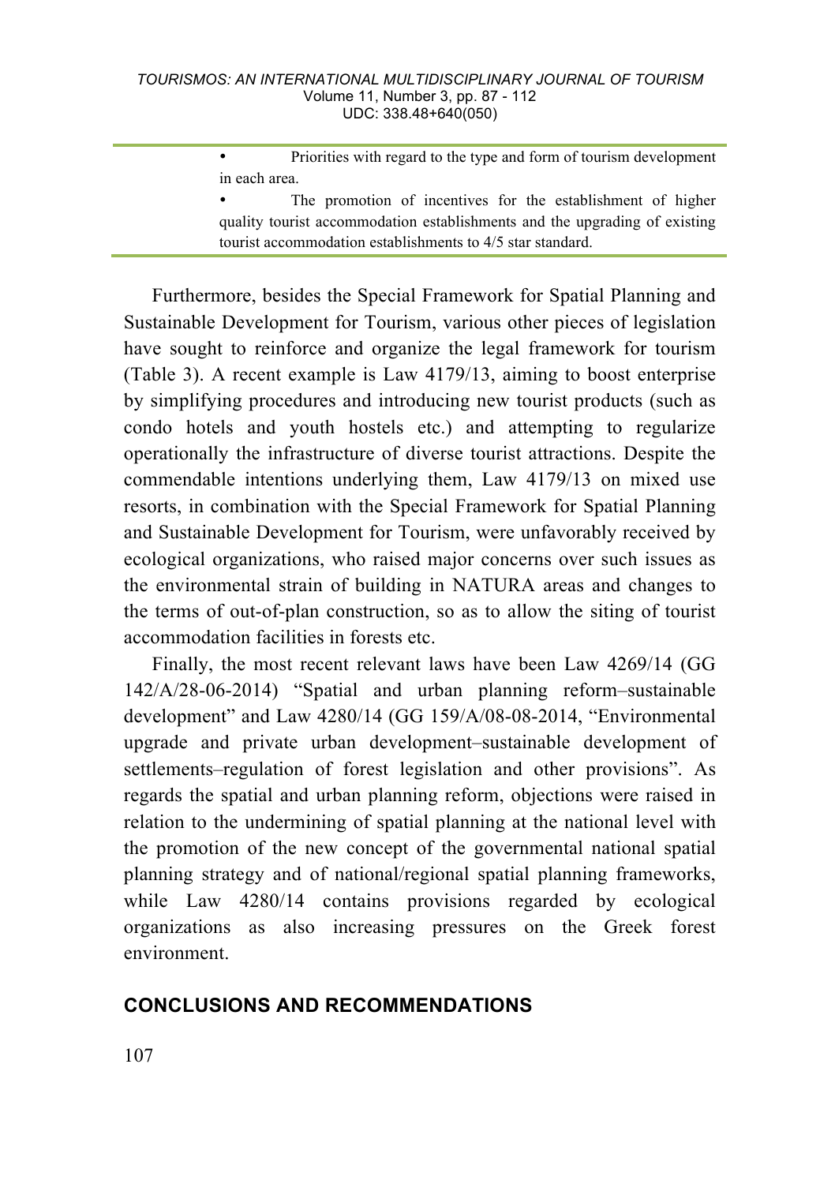| | • Priorities with regard to the type and form of tourism development in each area.<br>• The promotion of incentives for the establishment of higher quality tourist accommodation establishments and the upgrading of existing tourist accommodation establishments to 4/5 star standard. |
|---|---|

Furthermore, besides the Special Framework for Spatial Planning and Sustainable Development for Tourism, various other pieces of legislation have sought to reinforce and organize the legal framework for tourism (Table 3). A recent example is Law 4179/13, aiming to boost enterprise by simplifying procedures and introducing new tourist products (such as condo hotels and youth hostels etc.) and attempting to regularize operationally the infrastructure of diverse tourist attractions. Despite the commendable intentions underlying them, Law 4179/13 on mixed use resorts, in combination with the Special Framework for Spatial Planning and Sustainable Development for Tourism, were unfavorably received by ecological organizations, who raised major concerns over such issues as the environmental strain of building in NATURA areas and changes to the terms of out-of-plan construction, so as to allow the siting of tourist accommodation facilities in forests etc.

Finally, the most recent relevant laws have been Law 4269/14 (GG 142/A/28-06-2014) "Spatial and urban planning reform–sustainable development" and Law 4280/14 (GG 159/A/08-08-2014, "Environmental upgrade and private urban development–sustainable development of settlements–regulation of forest legislation and other provisions". As regards the spatial and urban planning reform, objections were raised in relation to the undermining of spatial planning at the national level with the promotion of the new concept of the governmental national spatial planning strategy and of national/regional spatial planning frameworks, while Law 4280/14 contains provisions regarded by ecological organizations as also increasing pressures on the Greek forest environment.

## CONCLUSIONS AND RECOMMENDATIONS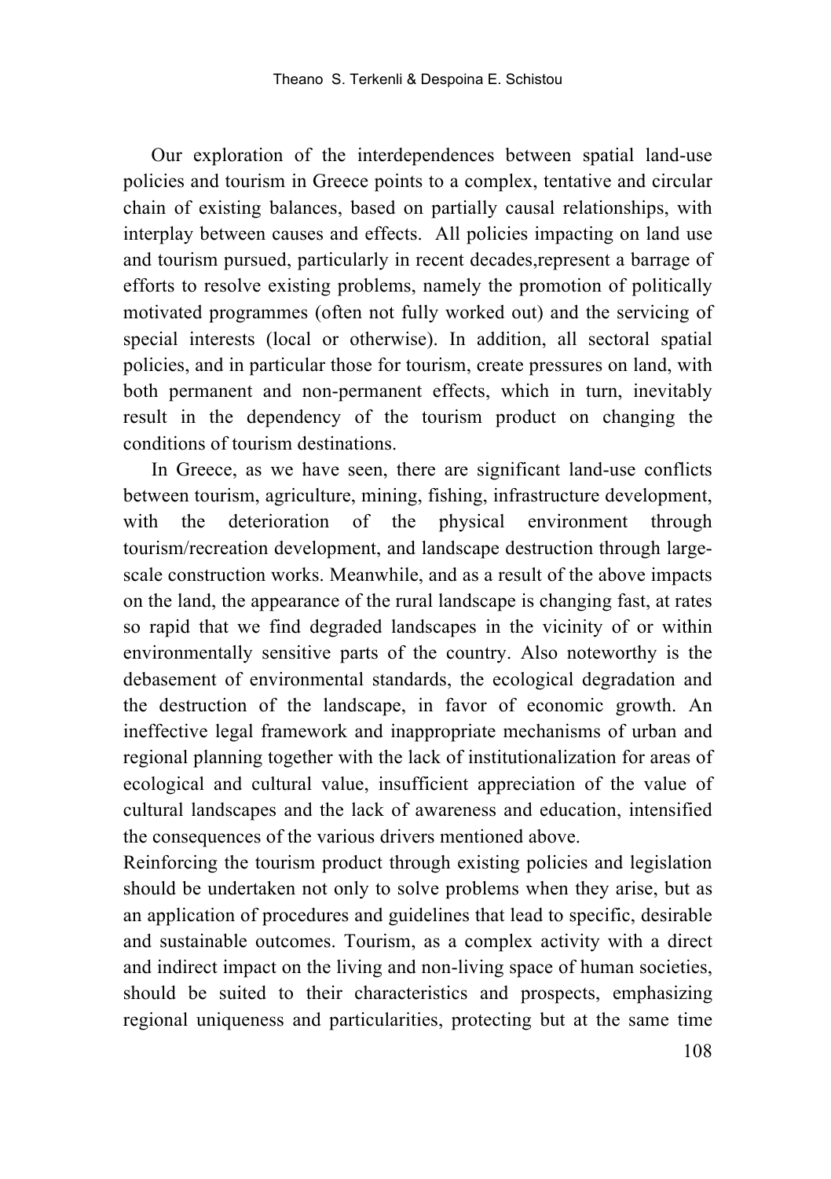Our exploration of the interdependences between spatial land-use policies and tourism in Greece points to a complex, tentative and circular chain of existing balances, based on partially causal relationships, with interplay between causes and effects. All policies impacting on land use and tourism pursued, particularly in recent decades,represent a barrage of efforts to resolve existing problems, namely the promotion of politically motivated programmes (often not fully worked out) and the servicing of special interests (local or otherwise). In addition, all sectoral spatial policies, and in particular those for tourism, create pressures on land, with both permanent and non-permanent effects, which in turn, inevitably result in the dependency of the tourism product on changing the conditions of tourism destinations.

In Greece, as we have seen, there are significant land-use conflicts between tourism, agriculture, mining, fishing, infrastructure development, with the deterioration of the physical environment through tourism/recreation development, and landscape destruction through large-scale construction works. Meanwhile, and as a result of the above impacts on the land, the appearance of the rural landscape is changing fast, at rates so rapid that we find degraded landscapes in the vicinity of or within environmentally sensitive parts of the country. Also noteworthy is the debasement of environmental standards, the ecological degradation and the destruction of the landscape, in favor of economic growth. An ineffective legal framework and inappropriate mechanisms of urban and regional planning together with the lack of institutionalization for areas of ecological and cultural value, insufficient appreciation of the value of cultural landscapes and the lack of awareness and education, intensified the consequences of the various drivers mentioned above.

Reinforcing the tourism product through existing policies and legislation should be undertaken not only to solve problems when they arise, but as an application of procedures and guidelines that lead to specific, desirable and sustainable outcomes. Tourism, as a complex activity with a direct and indirect impact on the living and non-living space of human societies, should be suited to their characteristics and prospects, emphasizing regional uniqueness and particularities, protecting but at the same time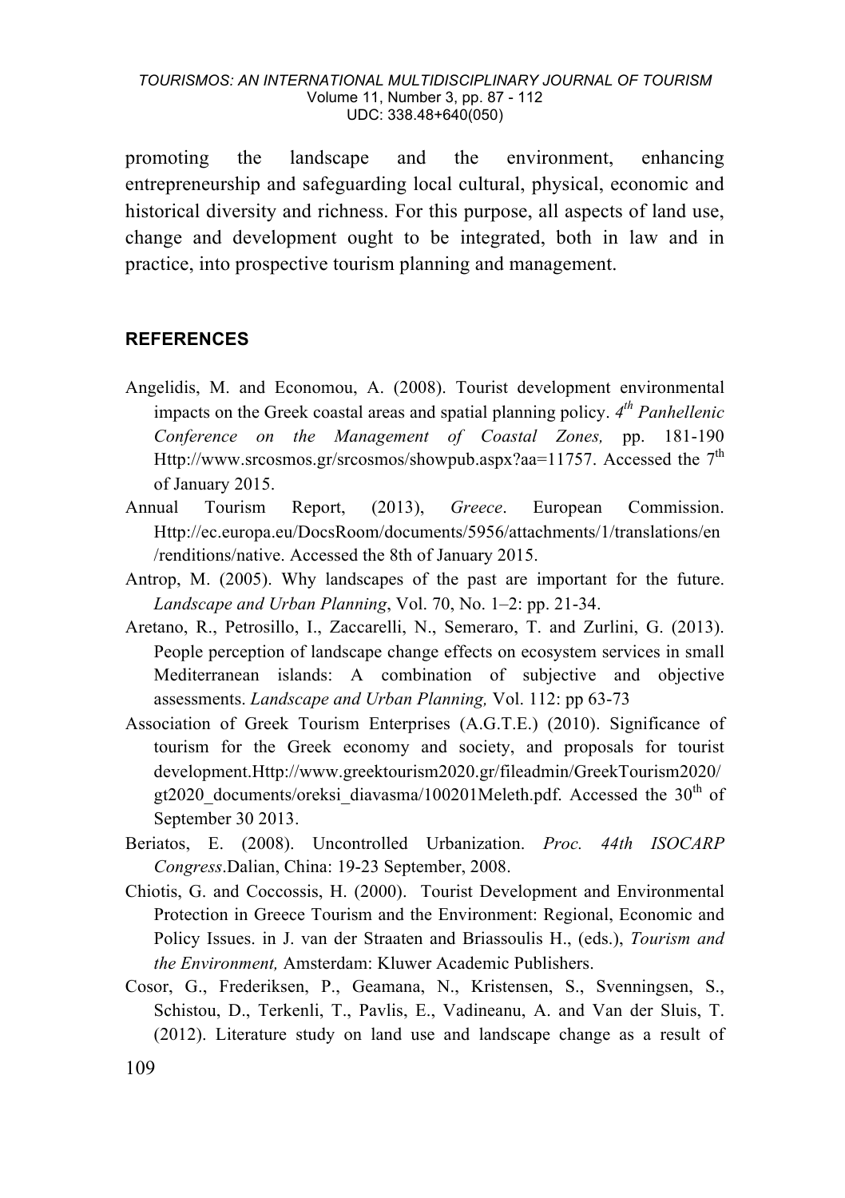promoting the landscape and the environment, enhancing entrepreneurship and safeguarding local cultural, physical, economic and historical diversity and richness. For this purpose, all aspects of land use, change and development ought to be integrated, both in law and in practice, into prospective tourism planning and management.

## REFERENCES

Angelidis, M. and Economou, A. (2008). Tourist development environmental impacts on the Greek coastal areas and spatial planning policy. *4th Panhellenic Conference on the Management of Coastal Zones,* pp. 181-190 Http://www.srcosmos.gr/srcosmos/showpub.aspx?aa=11757. Accessed the 7th of January 2015.

Annual Tourism Report, (2013), *Greece*. European Commission. Http://ec.europa.eu/DocsRoom/documents/5956/attachments/1/translations/en/renditions/native. Accessed the 8th of January 2015.

Antrop, M. (2005). Why landscapes of the past are important for the future. *Landscape and Urban Planning*, Vol. 70, No. 1–2: pp. 21-34.

Aretano, R., Petrosillo, I., Zaccarelli, N., Semeraro, T. and Zurlini, G. (2013). People perception of landscape change effects on ecosystem services in small Mediterranean islands: A combination of subjective and objective assessments. *Landscape and Urban Planning,* Vol. 112: pp 63-73

Association of Greek Tourism Enterprises (A.G.T.E.) (2010). Significance of tourism for the Greek economy and society, and proposals for tourist development.Http://www.greektourism2020.gr/fileadmin/GreekTourism2020/gt2020_documents/oreksi_diavasma/100201Meleth.pdf. Accessed the 30th of September 30 2013.

Beriatos, E. (2008). Uncontrolled Urbanization. *Proc. 44th ISOCARP Congress*.Dalian, China: 19-23 September, 2008.

Chiotis, G. and Coccossis, H. (2000). Tourist Development and Environmental Protection in Greece Tourism and the Environment: Regional, Economic and Policy Issues. in J. van der Straaten and Briassoulis H., (eds.), *Tourism and the Environment,* Amsterdam: Kluwer Academic Publishers.

Cosor, G., Frederiksen, P., Geamana, N., Kristensen, S., Svenningsen, S., Schistou, D., Terkenli, T., Pavlis, E., Vadineanu, A. and Van der Sluis, T. (2012). Literature study on land use and landscape change as a result of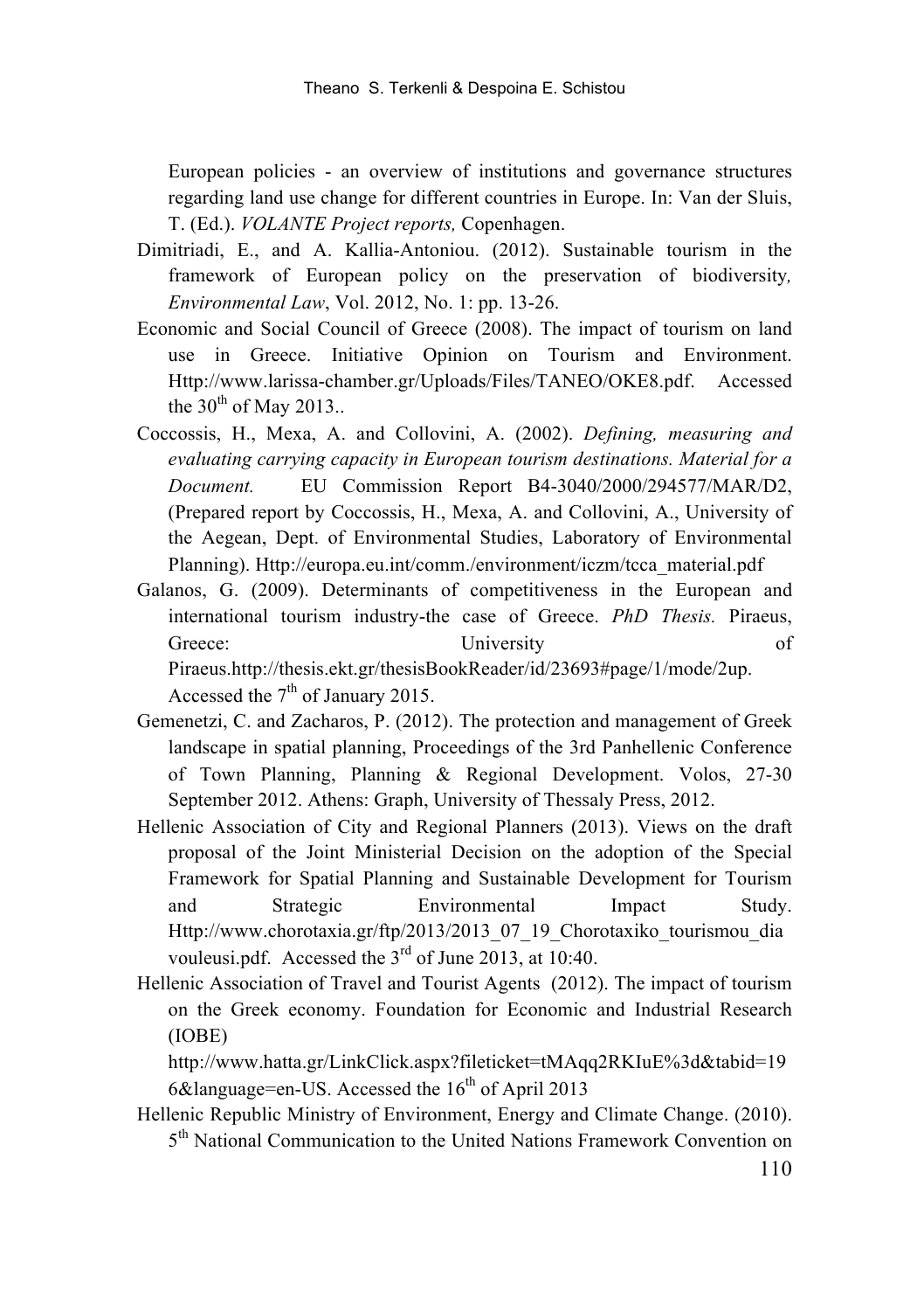European policies - an overview of institutions and governance structures regarding land use change for different countries in Europe. In: Van der Sluis, T. (Ed.). *VOLANTE Project reports,* Copenhagen.

Dimitriadi, E., and A. Kallia-Antoniou. (2012). Sustainable tourism in the framework of European policy on the preservation of biodiversity*, Environmental Law*, Vol. 2012, No. 1: pp. 13-26.

Economic and Social Council of Greece (2008). The impact of tourism on land use in Greece. Initiative Opinion on Tourism and Environment. Http://www.larissa-chamber.gr/Uploads/Files/TANEO/OKE8.pdf. Accessed the 30th of May 2013..

Coccossis, H., Mexa, A. and Collovini, A. (2002). *Defining, measuring and evaluating carrying capacity in European tourism destinations. Material for a Document.* EU Commission Report B4-3040/2000/294577/MAR/D2, (Prepared report by Coccossis, H., Mexa, A. and Collovini, A., University of the Aegean, Dept. of Environmental Studies, Laboratory of Environmental Planning). Http://europa.eu.int/comm./environment/iczm/tcca_material.pdf

Galanos, G. (2009). Determinants of competitiveness in the European and international tourism industry-the case of Greece. *PhD Thesis.* Piraeus, Greece: University of Piraeus.http://thesis.ekt.gr/thesisBookReader/id/23693#page/1/mode/2up. Accessed the 7th of January 2015.

Gemenetzi, C. and Zacharos, P. (2012). The protection and management of Greek landscape in spatial planning, Proceedings of the 3rd Panhellenic Conference of Town Planning, Planning & Regional Development. Volos, 27-30 September 2012. Athens: Graph, University of Thessaly Press, 2012.

Hellenic Association of City and Regional Planners (2013). Views on the draft proposal of the Joint Ministerial Decision on the adoption of the Special Framework for Spatial Planning and Sustainable Development for Tourism and Strategic Environmental Impact Study. Http://www.chorotaxia.gr/ftp/2013/2013_07_19_Chorotaxiko_tourismou_diavouleusi.pdf. Accessed the 3rd of June 2013, at 10:40.

Hellenic Association of Travel and Tourist Agents (2012). The impact of tourism on the Greek economy. Foundation for Economic and Industrial Research (IOBE) http://www.hatta.gr/LinkClick.aspx?fileticket=tMAqq2RKIuE%3d&tabid=196&language=en-US. Accessed the 16th of April 2013

Hellenic Republic Ministry of Environment, Energy and Climate Change. (2010). 5th National Communication to the United Nations Framework Convention on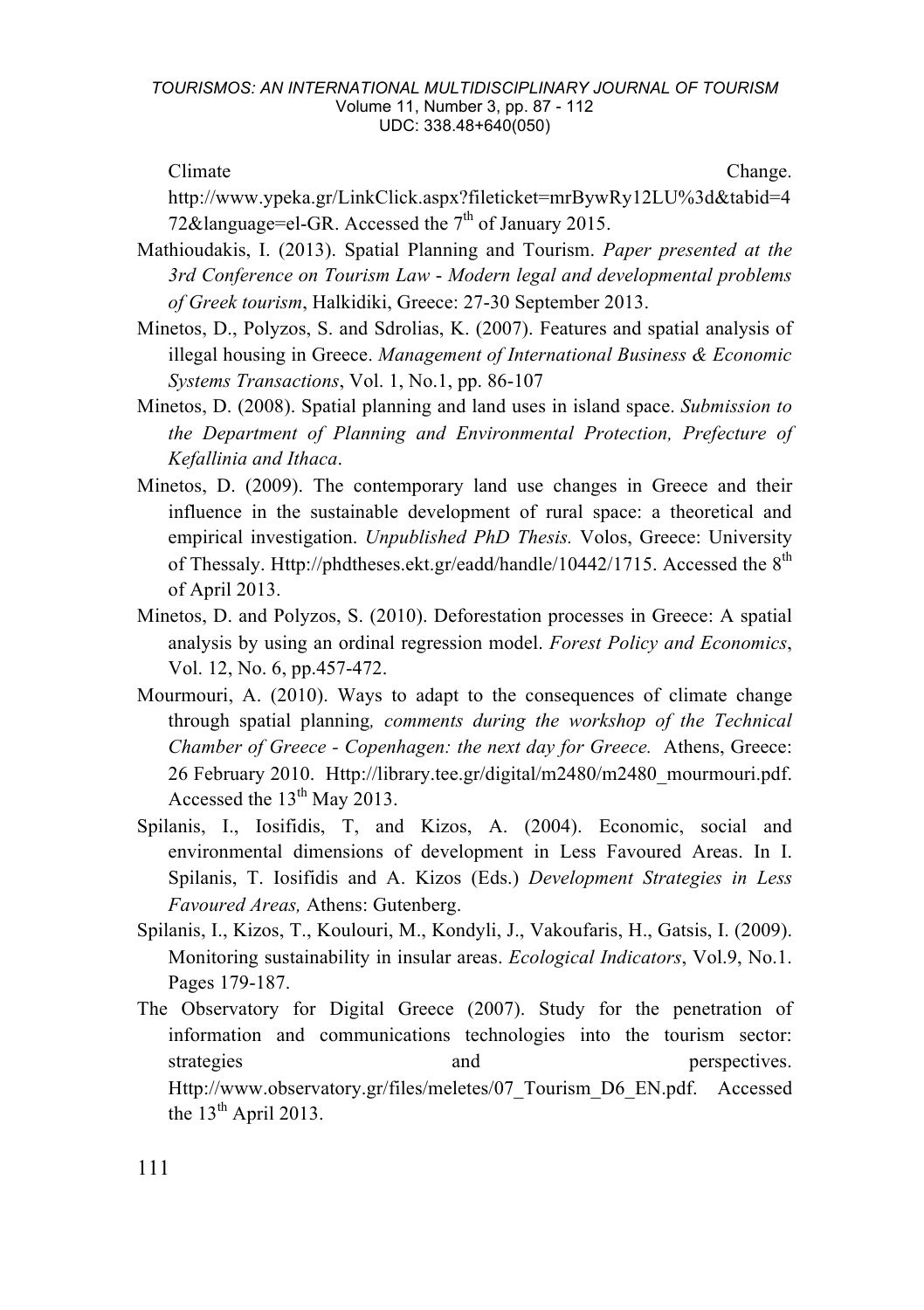Climate Change. http://www.ypeka.gr/LinkClick.aspx?fileticket=mrBywRy12LU%3d&tabid=472&language=el-GR. Accessed the 7th of January 2015.

Mathioudakis, I. (2013). Spatial Planning and Tourism. *Paper presented at the 3rd Conference on Tourism Law - Modern legal and developmental problems of Greek tourism*, Halkidiki, Greece: 27-30 September 2013.

Minetos, D., Polyzos, S. and Sdrolias, K. (2007). Features and spatial analysis of illegal housing in Greece. *Management of International Business & Economic Systems Transactions*, Vol. 1, No.1, pp. 86-107

Minetos, D. (2008). Spatial planning and land uses in island space. *Submission to the Department of Planning and Environmental Protection, Prefecture of Kefallinia and Ithaca*.

Minetos, D. (2009). The contemporary land use changes in Greece and their influence in the sustainable development of rural space: a theoretical and empirical investigation. *Unpublished PhD Thesis.* Volos, Greece: University of Thessaly. Http://phdtheses.ekt.gr/eadd/handle/10442/1715. Accessed the 8th of April 2013.

Minetos, D. and Polyzos, S. (2010). Deforestation processes in Greece: A spatial analysis by using an ordinal regression model. *Forest Policy and Economics*, Vol. 12, No. 6, pp.457-472.

Mourmouri, A. (2010). Ways to adapt to the consequences of climate change through spatial planning*, comments during the workshop of the Technical Chamber of Greece - Copenhagen: the next day for Greece.* Athens, Greece: 26 February 2010. Http://library.tee.gr/digital/m2480/m2480_mourmouri.pdf. Accessed the 13th May 2013.

Spilanis, I., Iosifidis, T, and Kizos, A. (2004). Economic, social and environmental dimensions of development in Less Favoured Areas. In I. Spilanis, T. Iosifidis and A. Kizos (Eds.) *Development Strategies in Less Favoured Areas,* Athens: Gutenberg.

Spilanis, I., Kizos, T., Koulouri, M., Kondyli, J., Vakoufaris, H., Gatsis, I. (2009). Monitoring sustainability in insular areas. *Ecological Indicators*, Vol.9, No.1. Pages 179-187.

The Observatory for Digital Greece (2007). Study for the penetration of information and communications technologies into the tourism sector: strategies and perspectives. Http://www.observatory.gr/files/meletes/07_Tourism_D6_EN.pdf. Accessed the 13th April 2013.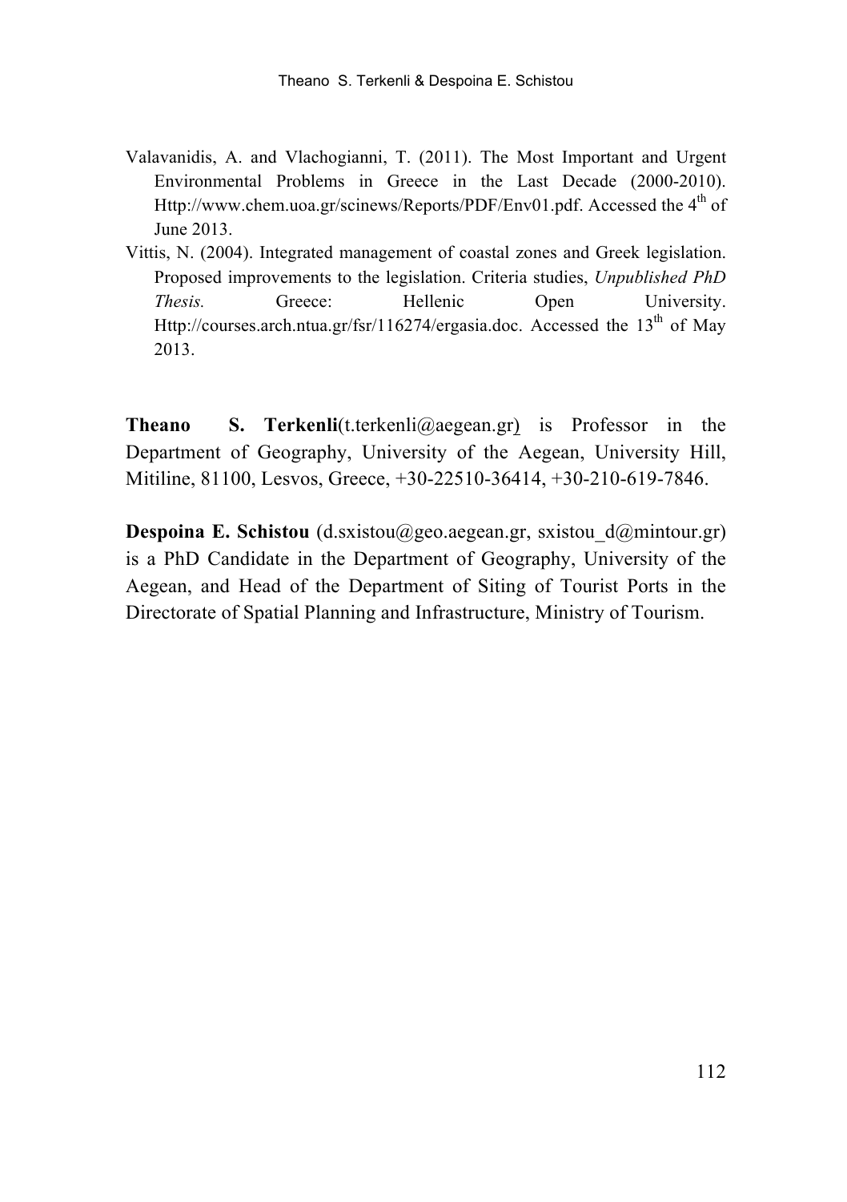Valavanidis, A. and Vlachogianni, T. (2011). The Most Important and Urgent Environmental Problems in Greece in the Last Decade (2000-2010). Http://www.chem.uoa.gr/scinews/Reports/PDF/Env01.pdf. Accessed the 4th of June 2013.

Vittis, N. (2004). Integrated management of coastal zones and Greek legislation. Proposed improvements to the legislation. Criteria studies, *Unpublished PhD Thesis.* Greece: Hellenic Open University. Http://courses.arch.ntua.gr/fsr/116274/ergasia.doc. Accessed the 13th of May 2013.

**Theano S. Terkenli**(t.terkenli@aegean.gr) is Professor in the Department of Geography, University of the Aegean, University Hill, Mitiline, 81100, Lesvos, Greece, +30-22510-36414, +30-210-619-7846.

**Despoina E. Schistou** (d.sxistou@geo.aegean.gr, sxistou_d@mintour.gr) is a PhD Candidate in the Department of Geography, University of the Aegean, and Head of the Department of Siting of Tourist Ports in the Directorate of Spatial Planning and Infrastructure, Ministry of Tourism.